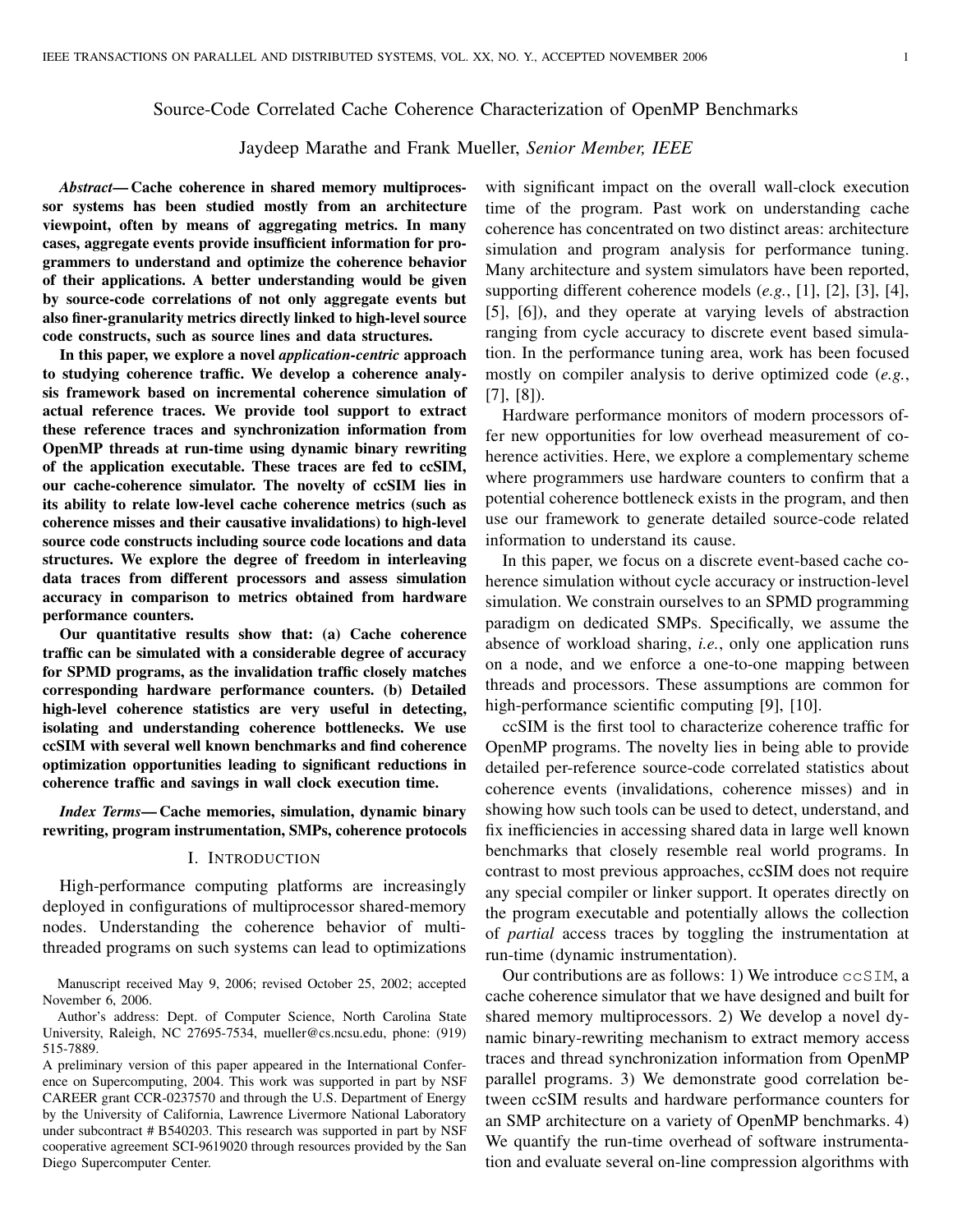# Source-Code Correlated Cache Coherence Characterization of OpenMP Benchmarks

Jaydeep Marathe and Frank Mueller, *Senior Member, IEEE*

***Abstract*— Cache coherence in shared memory multiprocessor systems has been studied mostly from an architecture viewpoint, often by means of aggregating metrics. In many cases, aggregate events provide insufficient information for programmers to understand and optimize the coherence behavior of their applications. A better understanding would be given by source-code correlations of not only aggregate events but also finer-granularity metrics directly linked to high-level source code constructs, such as source lines and data structures.**

**In this paper, we explore a novel *application-centric* approach to studying coherence traffic. We develop a coherence analysis framework based on incremental coherence simulation of actual reference traces. We provide tool support to extract these reference traces and synchronization information from OpenMP threads at run-time using dynamic binary rewriting of the application executable. These traces are fed to ccSIM, our cache-coherence simulator. The novelty of ccSIM lies in its ability to relate low-level cache coherence metrics (such as coherence misses and their causative invalidations) to high-level source code constructs including source code locations and data structures. We explore the degree of freedom in interleaving data traces from different processors and assess simulation accuracy in comparison to metrics obtained from hardware performance counters.**

**Our quantitative results show that: (a) Cache coherence traffic can be simulated with a considerable degree of accuracy for SPMD programs, as the invalidation traffic closely matches corresponding hardware performance counters. (b) Detailed high-level coherence statistics are very useful in detecting, isolating and understanding coherence bottlenecks. We use ccSIM with several well known benchmarks and find coherence optimization opportunities leading to significant reductions in coherence traffic and savings in wall clock execution time.**

***Index Terms*— Cache memories, simulation, dynamic binary rewriting, program instrumentation, SMPs, coherence protocols**

## I. Introduction

High-performance computing platforms are increasingly deployed in configurations of multiprocessor shared-memory nodes. Understanding the coherence behavior of multi-threaded programs on such systems can lead to optimizations with significant impact on the overall wall-clock execution time of the program. Past work on understanding cache coherence has concentrated on two distinct areas: architecture simulation and program analysis for performance tuning. Many architecture and system simulators have been reported, supporting different coherence models (*e.g.*, [1], [2], [3], [4], [5], [6]), and they operate at varying levels of abstraction ranging from cycle accuracy to discrete event based simulation. In the performance tuning area, work has been focused mostly on compiler analysis to derive optimized code (*e.g.*, [7], [8]).

Hardware performance monitors of modern processors offer new opportunities for low overhead measurement of coherence activities. Here, we explore a complementary scheme where programmers use hardware counters to confirm that a potential coherence bottleneck exists in the program, and then use our framework to generate detailed source-code related information to understand its cause.

In this paper, we focus on a discrete event-based cache coherence simulation without cycle accuracy or instruction-level simulation. We constrain ourselves to an SPMD programming paradigm on dedicated SMPs. Specifically, we assume the absence of workload sharing, *i.e.*, only one application runs on a node, and we enforce a one-to-one mapping between threads and processors. These assumptions are common for high-performance scientific computing [9], [10].

ccSIM is the first tool to characterize coherence traffic for OpenMP programs. The novelty lies in being able to provide detailed per-reference source-code correlated statistics about coherence events (invalidations, coherence misses) and in showing how such tools can be used to detect, understand, and fix inefficiencies in accessing shared data in large well known benchmarks that closely resemble real world programs. In contrast to most previous approaches, ccSIM does not require any special compiler or linker support. It operates directly on the program executable and potentially allows the collection of *partial* access traces by toggling the instrumentation at run-time (dynamic instrumentation).

Our contributions are as follows: 1) We introduce `ccSIM`, a cache coherence simulator that we have designed and built for shared memory multiprocessors. 2) We develop a novel dynamic binary-rewriting mechanism to extract memory access traces and thread synchronization information from OpenMP parallel programs. 3) We demonstrate good correlation between ccSIM results and hardware performance counters for an SMP architecture on a variety of OpenMP benchmarks. 4) We quantify the run-time overhead of software instrumentation and evaluate several on-line compression algorithms with

Manuscript received May 9, 2006; revised October 25, 2002; accepted November 6, 2006.

Author's address: Dept. of Computer Science, North Carolina State University, Raleigh, NC 27695-7534, mueller@cs.ncsu.edu, phone: (919) 515-7889.

A preliminary version of this paper appeared in the International Conference on Supercomputing, 2004. This work was supported in part by NSF CAREER grant CCR-0237570 and through the U.S. Department of Energy by the University of California, Lawrence Livermore National Laboratory under subcontract # B540203. This research was supported in part by NSF cooperative agreement SCI-9619020 through resources provided by the San Diego Supercomputer Center.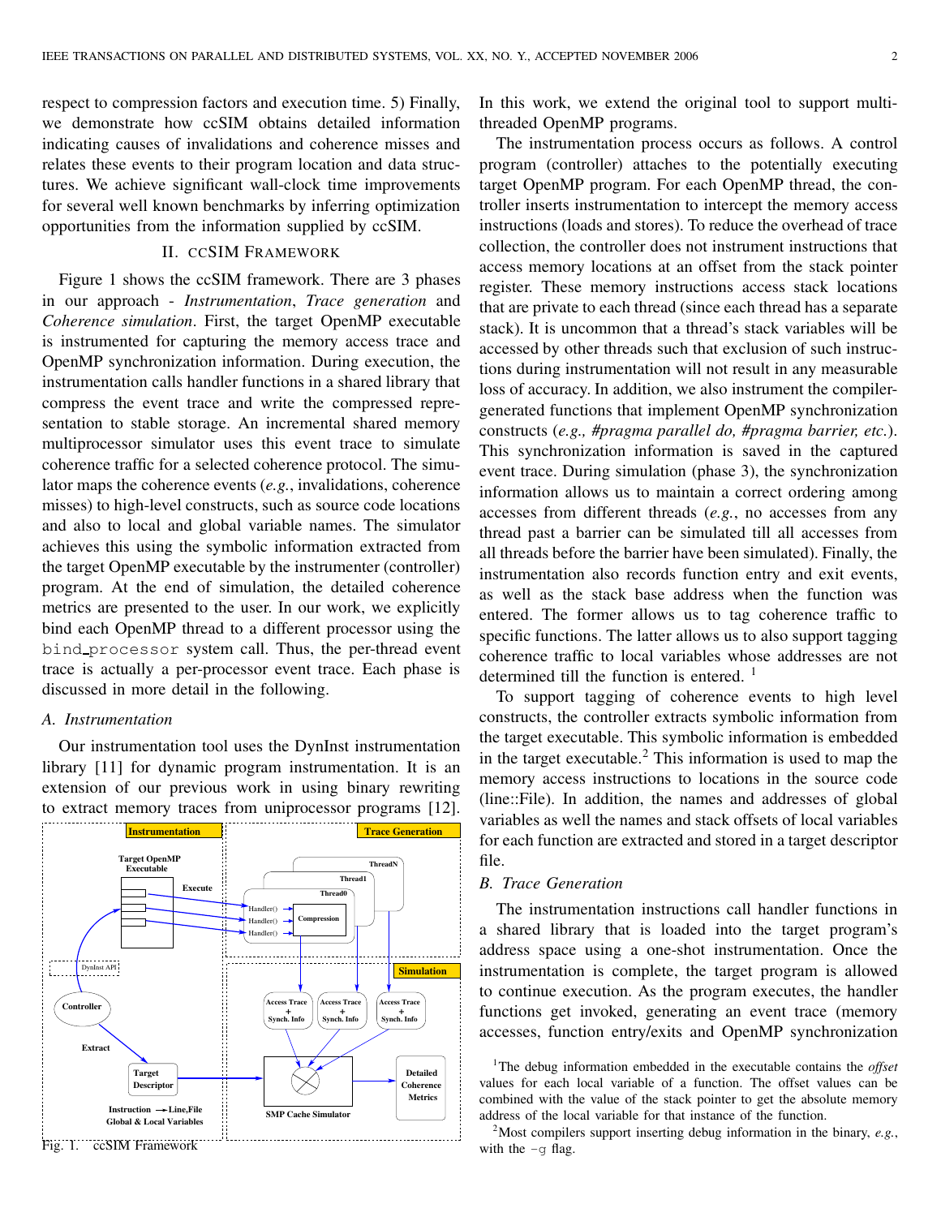respect to compression factors and execution time. 5) Finally, we demonstrate how ccSIM obtains detailed information indicating causes of invalidations and coherence misses and relates these events to their program location and data structures. We achieve significant wall-clock time improvements for several well known benchmarks by inferring optimization opportunities from the information supplied by ccSIM.

## II. CCSIM FRAMEWORK

Figure 1 shows the ccSIM framework. There are 3 phases in our approach - *Instrumentation*, *Trace generation* and *Coherence simulation*. First, the target OpenMP executable is instrumented for capturing the memory access trace and OpenMP synchronization information. During execution, the instrumentation calls handler functions in a shared library that compress the event trace and write the compressed representation to stable storage. An incremental shared memory multiprocessor simulator uses this event trace to simulate coherence traffic for a selected coherence protocol. The simulator maps the coherence events (*e.g.*, invalidations, coherence misses) to high-level constructs, such as source code locations and also to local and global variable names. The simulator achieves this using the symbolic information extracted from the target OpenMP executable by the instrumenter (controller) program. At the end of simulation, the detailed coherence metrics are presented to the user. In our work, we explicitly bind each OpenMP thread to a different processor using the `bind_processor` system call. Thus, the per-thread event trace is actually a per-processor event trace. Each phase is discussed in more detail in the following.

### A. Instrumentation

Our instrumentation tool uses the DynInst instrumentation library [11] for dynamic program instrumentation. It is an extension of our previous work in using binary rewriting to extract memory traces from uniprocessor programs [12].

Fig. 1. ccSIM Framework

In this work, we extend the original tool to support multi-threaded OpenMP programs.

The instrumentation process occurs as follows. A control program (controller) attaches to the potentially executing target OpenMP program. For each OpenMP thread, the controller inserts instrumentation to intercept the memory access instructions (loads and stores). To reduce the overhead of trace collection, the controller does not instrument instructions that access memory locations at an offset from the stack pointer register. These memory instructions access stack locations that are private to each thread (since each thread has a separate stack). It is uncommon that a thread's stack variables will be accessed by other threads such that exclusion of such instructions during instrumentation will not result in any measurable loss of accuracy. In addition, we also instrument the compiler-generated functions that implement OpenMP synchronization constructs (*e.g., #pragma parallel do, #pragma barrier, etc.*). This synchronization information is saved in the captured event trace. During simulation (phase 3), the synchronization information allows us to maintain a correct ordering among accesses from different threads (*e.g.*, no accesses from any thread past a barrier can be simulated till all accesses from all threads before the barrier have been simulated). Finally, the instrumentation also records function entry and exit events, as well as the stack base address when the function was entered. The former allows us to tag coherence traffic to specific functions. The latter allows us to also support tagging coherence traffic to local variables whose addresses are not determined till the function is entered. [1]

To support tagging of coherence events to high level constructs, the controller extracts symbolic information from the target executable. This symbolic information is embedded in the target executable.[2] This information is used to map the memory access instructions to locations in the source code (line::File). In addition, the names and addresses of global variables as well the names and stack offsets of local variables for each function are extracted and stored in a target descriptor file.

### B. Trace Generation

The instrumentation instructions call handler functions in a shared library that is loaded into the target program's address space using a one-shot instrumentation. Once the instrumentation is complete, the target program is allowed to continue execution. As the program executes, the handler functions get invoked, generating an event trace (memory accesses, function entry/exits and OpenMP synchronization

[1] The debug information embedded in the executable contains the *offset* values for each local variable of a function. The offset values can be combined with the value of the stack pointer to get the absolute memory address of the local variable for that instance of the function.

[2] Most compilers support inserting debug information in the binary, *e.g.*, with the `-g` flag.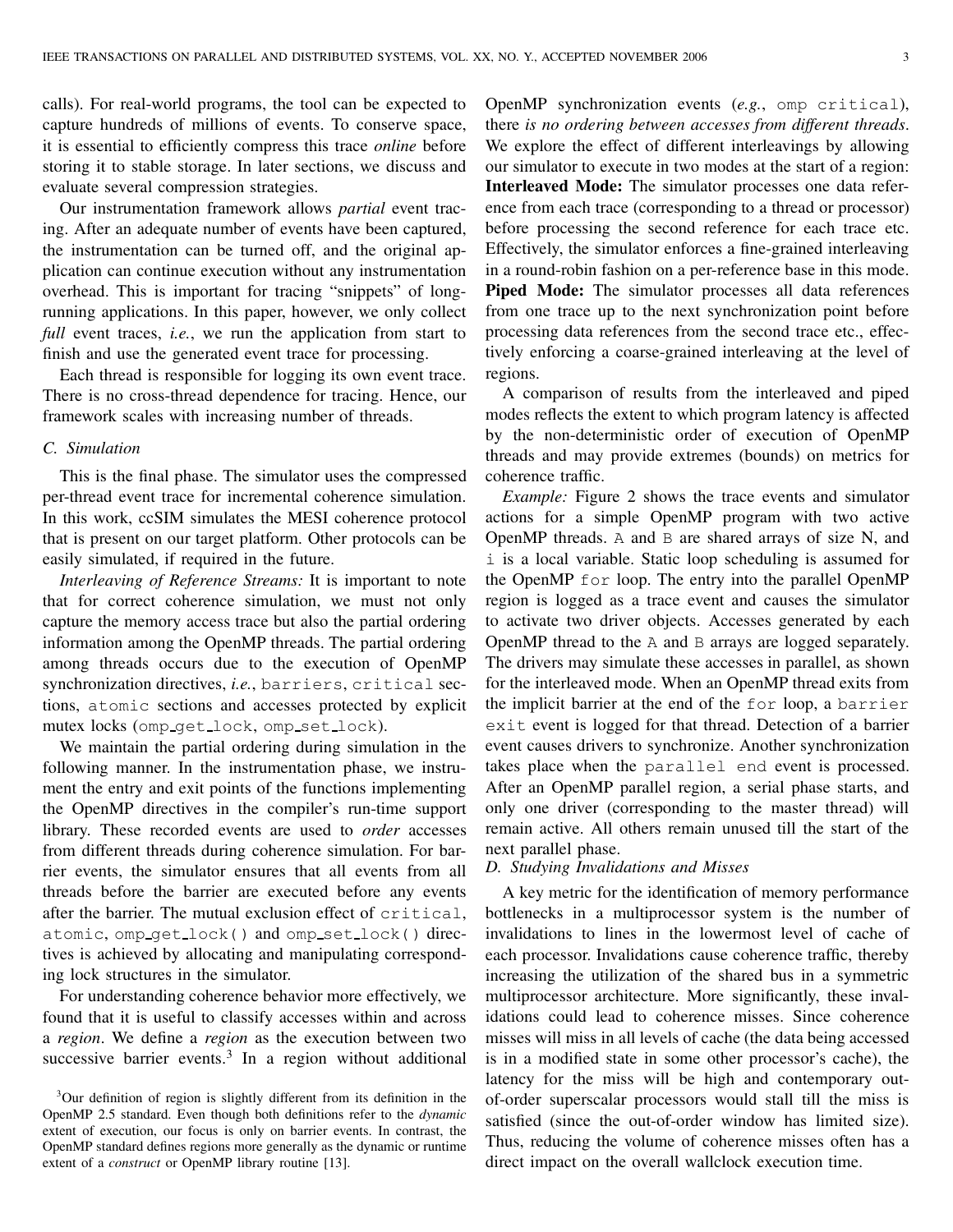calls). For real-world programs, the tool can be expected to capture hundreds of millions of events. To conserve space, it is essential to efficiently compress this trace *online* before storing it to stable storage. In later sections, we discuss and evaluate several compression strategies.

Our instrumentation framework allows *partial* event tracing. After an adequate number of events have been captured, the instrumentation can be turned off, and the original application can continue execution without any instrumentation overhead. This is important for tracing "snippets" of long-running applications. In this paper, however, we only collect *full* event traces, *i.e.*, we run the application from start to finish and use the generated event trace for processing.

Each thread is responsible for logging its own event trace. There is no cross-thread dependence for tracing. Hence, our framework scales with increasing number of threads.

### C. Simulation

This is the final phase. The simulator uses the compressed per-thread event trace for incremental coherence simulation. In this work, ccSIM simulates the MESI coherence protocol that is present on our target platform. Other protocols can be easily simulated, if required in the future.

*Interleaving of Reference Streams:* It is important to note that for correct coherence simulation, we must not only capture the memory access trace but also the partial ordering information among the OpenMP threads. The partial ordering among threads occurs due to the execution of OpenMP synchronization directives, *i.e.*, `barriers`, `critical` sections, `atomic` sections and accesses protected by explicit mutex locks (`omp_get_lock`, `omp_set_lock`).

We maintain the partial ordering during simulation in the following manner. In the instrumentation phase, we instrument the entry and exit points of the functions implementing the OpenMP directives in the compiler's run-time support library. These recorded events are used to *order* accesses from different threads during coherence simulation. For barrier events, the simulator ensures that all events from all threads before the barrier are executed before any events after the barrier. The mutual exclusion effect of `critical`, `atomic`, `omp_get_lock()` and `omp_set_lock()` directives is achieved by allocating and manipulating corresponding lock structures in the simulator.

For understanding coherence behavior more effectively, we found that it is useful to classify accesses within and across a *region*. We define a *region* as the execution between two successive barrier events.[3] In a region without additional OpenMP synchronization events (*e.g.*, `omp critical`), there *is no ordering between accesses from different threads*. We explore the effect of different interleavings by allowing our simulator to execute in two modes at the start of a region:

**Interleaved Mode:** The simulator processes one data reference from each trace (corresponding to a thread or processor) before processing the second reference for each trace etc. Effectively, the simulator enforces a fine-grained interleaving in a round-robin fashion on a per-reference base in this mode.

**Piped Mode:** The simulator processes all data references from one trace up to the next synchronization point before processing data references from the second trace etc., effectively enforcing a coarse-grained interleaving at the level of regions.

A comparison of results from the interleaved and piped modes reflects the extent to which program latency is affected by the non-deterministic order of execution of OpenMP threads and may provide extremes (bounds) on metrics for coherence traffic.

*Example:* Figure 2 shows the trace events and simulator actions for a simple OpenMP program with two active OpenMP threads. `A` and `B` are shared arrays of size N, and `i` is a local variable. Static loop scheduling is assumed for the OpenMP `for` loop. The entry into the parallel OpenMP region is logged as a trace event and causes the simulator to activate two driver objects. Accesses generated by each OpenMP thread to the `A` and `B` arrays are logged separately. The drivers may simulate these accesses in parallel, as shown for the interleaved mode. When an OpenMP thread exits from the implicit barrier at the end of the `for` loop, a `barrier exit` event is logged for that thread. Detection of a barrier event causes drivers to synchronize. Another synchronization takes place when the `parallel end` event is processed. After an OpenMP parallel region, a serial phase starts, and only one driver (corresponding to the master thread) will remain active. All others remain unused till the start of the next parallel phase.

### D. Studying Invalidations and Misses

A key metric for the identification of memory performance bottlenecks in a multiprocessor system is the number of invalidations to lines in the lowermost level of cache of each processor. Invalidations cause coherence traffic, thereby increasing the utilization of the shared bus in a symmetric multiprocessor architecture. More significantly, these invalidations could lead to coherence misses. Since coherence misses will miss in all levels of cache (the data being accessed is in a modified state in some other processor's cache), the latency for the miss will be high and contemporary out-of-order superscalar processors would stall till the miss is satisfied (since the out-of-order window has limited size). Thus, reducing the volume of coherence misses often has a direct impact on the overall wallclock execution time.

[3] Our definition of region is slightly different from its definition in the OpenMP 2.5 standard. Even though both definitions refer to the *dynamic* extent of execution, our focus is only on barrier events. In contrast, the OpenMP standard defines regions more generally as the dynamic or runtime extent of a *construct* or OpenMP library routine [13].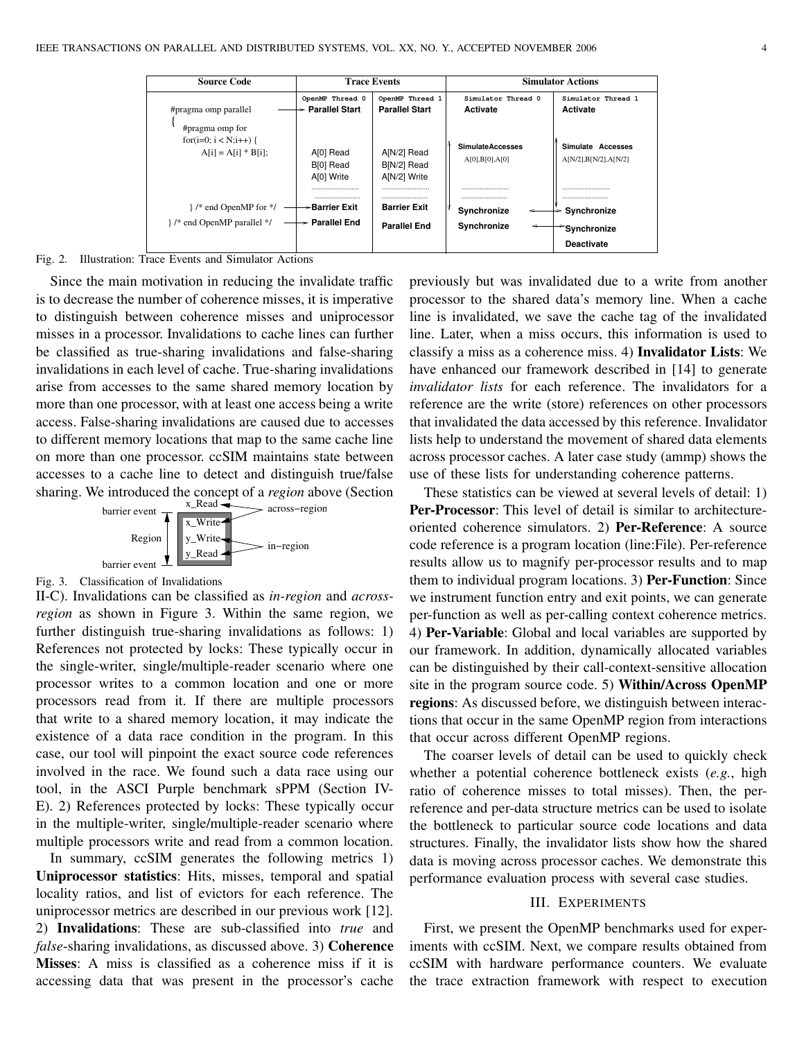| Source Code | Trace Events | | Simulator Actions | |
|---|---|---|---|---|
| | OpenMP Thread 0 | OpenMP Thread 1 | Simulator Thread 0 | Simulator Thread 1 |
| #pragma omp parallel | **Parallel Start** | **Parallel Start** | **Activate** | **Activate** |
| { #pragma omp for for(i=0; i < N;i++) { A[i] = A[i] * B[i]; | A[0] Read B[0] Read A[0] Write | A[N/2] Read B[N/2] Read A[N/2] Write | **SimulateAccesses** A[0],B[0],A[0] | **Simulate Accesses** A[N/2],B[N/2],A[N/2] |
| } /* end OpenMP for */ | **Barrier Exit** | **Barrier Exit** | **Synchronize** | **Synchronize** |
| } /* end OpenMP parallel */ | **Parallel End** | **Parallel End** | **Synchronize** | **Synchronize** **Deactivate** |

Fig. 2. Illustration: Trace Events and Simulator Actions

Since the main motivation in reducing the invalidate traffic is to decrease the number of coherence misses, it is imperative to distinguish between coherence misses and uniprocessor misses in a processor. Invalidations to cache lines can further be classified as true-sharing invalidations and false-sharing invalidations in each level of cache. True-sharing invalidations arise from accesses to the same shared memory location by more than one processor, with at least one access being a write access. False-sharing invalidations are caused due to accesses to different memory locations that map to the same cache line on more than one processor. ccSIM maintains state between accesses to a cache line to detect and distinguish true/false sharing. We introduced the concept of a *region* above (Section II-C). Invalidations can be classified as *in-region* and *across-region* as shown in Figure 3. Within the same region, we further distinguish true-sharing invalidations as follows: 1) References not protected by locks: These typically occur in the single-writer, single/multiple-reader scenario where one processor writes to a common location and one or more processors read from it. If there are multiple processors that write to a shared memory location, it may indicate the existence of a data race condition in the program. In this case, our tool will pinpoint the exact source code references involved in the race. We found such a data race using our tool, in the ASCI Purple benchmark sPPM (Section IV-E). 2) References protected by locks: These typically occur in the multiple-writer, single/multiple-reader scenario where multiple processors write and read from a common location.

Fig. 3. Classification of Invalidations

In summary, ccSIM generates the following metrics 1) **Uniprocessor statistics**: Hits, misses, temporal and spatial locality ratios, and list of evictors for each reference. The uniprocessor metrics are described in our previous work [12]. 2) **Invalidations**: These are sub-classified into *true* and *false*-sharing invalidations, as discussed above. 3) **Coherence Misses**: A miss is classified as a coherence miss if it is accessing data that was present in the processor's cache previously but was invalidated due to a write from another processor to the shared data's memory line. When a cache line is invalidated, we save the cache tag of the invalidated line. Later, when a miss occurs, this information is used to classify a miss as a coherence miss. 4) **Invalidator Lists**: We have enhanced our framework described in [14] to generate *invalidator lists* for each reference. The invalidators for a reference are the write (store) references on other processors that invalidated the data accessed by this reference. Invalidator lists help to understand the movement of shared data elements across processor caches. A later case study (ammp) shows the use of these lists for understanding coherence patterns.

These statistics can be viewed at several levels of detail: 1) **Per-Processor**: This level of detail is similar to architecture-oriented coherence simulators. 2) **Per-Reference**: A source code reference is a program location (line:File). Per-reference results allow us to magnify per-processor results and to map them to individual program locations. 3) **Per-Function**: Since we instrument function entry and exit points, we can generate per-function as well as per-calling context coherence metrics. 4) **Per-Variable**: Global and local variables are supported by our framework. In addition, dynamically allocated variables can be distinguished by their call-context-sensitive allocation site in the program source code. 5) **Within/Across OpenMP regions**: As discussed before, we distinguish between interactions that occur in the same OpenMP region from interactions that occur across different OpenMP regions.

The coarser levels of detail can be used to quickly check whether a potential coherence bottleneck exists (*e.g.*, high ratio of coherence misses to total misses). Then, the per-reference and per-data structure metrics can be used to isolate the bottleneck to particular source code locations and data structures. Finally, the invalidator lists show how the shared data is moving across processor caches. We demonstrate this performance evaluation process with several case studies.

## III. Experiments

First, we present the OpenMP benchmarks used for experiments with ccSIM. Next, we compare results obtained from ccSIM with hardware performance counters. We evaluate the trace extraction framework with respect to execution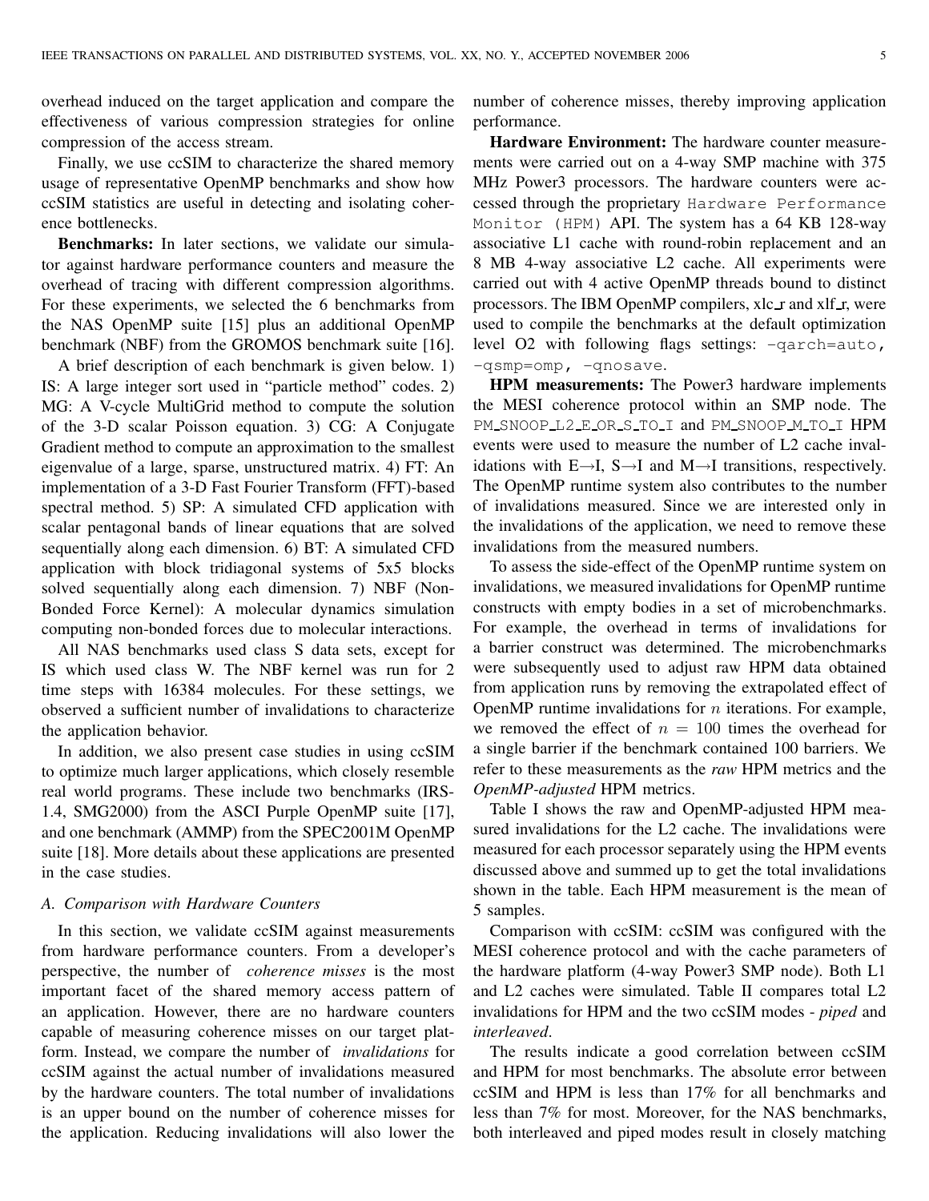overhead induced on the target application and compare the effectiveness of various compression strategies for online compression of the access stream.

Finally, we use ccSIM to characterize the shared memory usage of representative OpenMP benchmarks and show how ccSIM statistics are useful in detecting and isolating coherence bottlenecks.

**Benchmarks:** In later sections, we validate our simulator against hardware performance counters and measure the overhead of tracing with different compression algorithms. For these experiments, we selected the 6 benchmarks from the NAS OpenMP suite [15] plus an additional OpenMP benchmark (NBF) from the GROMOS benchmark suite [16].

A brief description of each benchmark is given below. 1) IS: A large integer sort used in "particle method" codes. 2) MG: A V-cycle MultiGrid method to compute the solution of the 3-D scalar Poisson equation. 3) CG: A Conjugate Gradient method to compute an approximation to the smallest eigenvalue of a large, sparse, unstructured matrix. 4) FT: An implementation of a 3-D Fast Fourier Transform (FFT)-based spectral method. 5) SP: A simulated CFD application with scalar pentagonal bands of linear equations that are solved sequentially along each dimension. 6) BT: A simulated CFD application with block tridiagonal systems of 5x5 blocks solved sequentially along each dimension. 7) NBF (Non-Bonded Force Kernel): A molecular dynamics simulation computing non-bonded forces due to molecular interactions.

All NAS benchmarks used class S data sets, except for IS which used class W. The NBF kernel was run for 2 time steps with 16384 molecules. For these settings, we observed a sufficient number of invalidations to characterize the application behavior.

In addition, we also present case studies in using ccSIM to optimize much larger applications, which closely resemble real world programs. These include two benchmarks (IRS-1.4, SMG2000) from the ASCI Purple OpenMP suite [17], and one benchmark (AMMP) from the SPEC2001M OpenMP suite [18]. More details about these applications are presented in the case studies.

### *A. Comparison with Hardware Counters*

In this section, we validate ccSIM against measurements from hardware performance counters. From a developer's perspective, the number of *coherence misses* is the most important facet of the shared memory access pattern of an application. However, there are no hardware counters capable of measuring coherence misses on our target platform. Instead, we compare the number of *invalidations* for ccSIM against the actual number of invalidations measured by the hardware counters. The total number of invalidations is an upper bound on the number of coherence misses for the application. Reducing invalidations will also lower the number of coherence misses, thereby improving application performance.

**Hardware Environment:** The hardware counter measurements were carried out on a 4-way SMP machine with 375 MHz Power3 processors. The hardware counters were accessed through the proprietary `Hardware Performance Monitor (HPM)` API. The system has a 64 KB 128-way associative L1 cache with round-robin replacement and an 8 MB 4-way associative L2 cache. All experiments were carried out with 4 active OpenMP threads bound to distinct processors. The IBM OpenMP compilers, xlc_r and xlf_r, were used to compile the benchmarks at the default optimization level O2 with following flags settings: `-qarch=auto, -qsmp=omp, -qnosave`.

**HPM measurements:** The Power3 hardware implements the MESI coherence protocol within an SMP node. The `PM_SNOOP_L2_E_OR_S_TO_I` and `PM_SNOOP_M_TO_I` HPM events were used to measure the number of L2 cache invalidations with E→I, S→I and M→I transitions, respectively. The OpenMP runtime system also contributes to the number of invalidations measured. Since we are interested only in the invalidations of the application, we need to remove these invalidations from the measured numbers.

To assess the side-effect of the OpenMP runtime system on invalidations, we measured invalidations for OpenMP runtime constructs with empty bodies in a set of microbenchmarks. For example, the overhead in terms of invalidations for a barrier construct was determined. The microbenchmarks were subsequently used to adjust raw HPM data obtained from application runs by removing the extrapolated effect of OpenMP runtime invalidations for $n$ iterations. For example, we removed the effect of $n = 100$ times the overhead for a single barrier if the benchmark contained 100 barriers. We refer to these measurements as the *raw* HPM metrics and the *OpenMP-adjusted* HPM metrics.

Table I shows the raw and OpenMP-adjusted HPM measured invalidations for the L2 cache. The invalidations were measured for each processor separately using the HPM events discussed above and summed up to get the total invalidations shown in the table. Each HPM measurement is the mean of 5 samples.

Comparison with ccSIM: ccSIM was configured with the MESI coherence protocol and with the cache parameters of the hardware platform (4-way Power3 SMP node). Both L1 and L2 caches were simulated. Table II compares total L2 invalidations for HPM and the two ccSIM modes - *piped* and *interleaved*.

The results indicate a good correlation between ccSIM and HPM for most benchmarks. The absolute error between ccSIM and HPM is less than 17% for all benchmarks and less than 7% for most. Moreover, for the NAS benchmarks, both interleaved and piped modes result in closely matching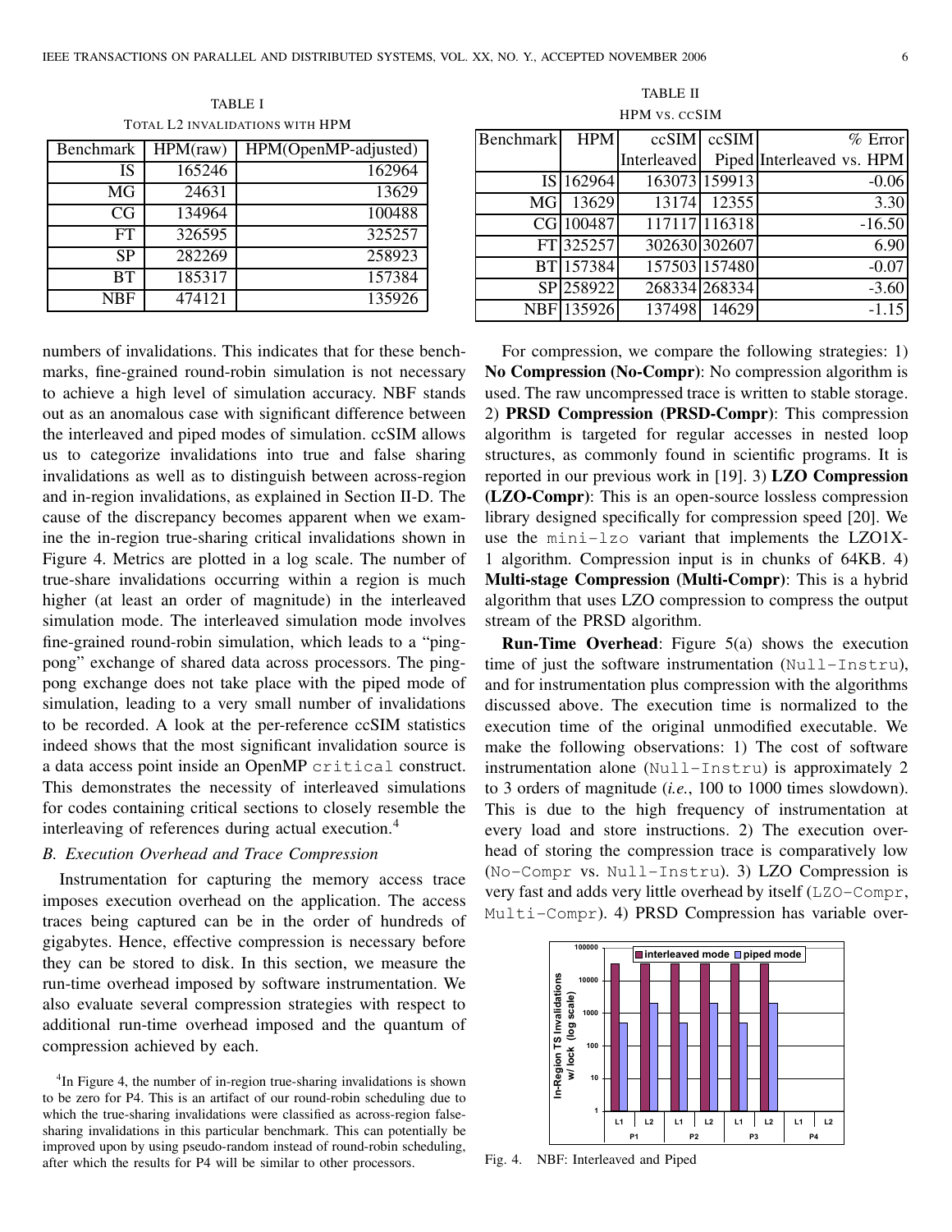TABLE I
TOTAL L2 INVALIDATIONS WITH HPM

| Benchmark | HPM(raw) | HPM(OpenMP-adjusted) |
|---|---|---|
| IS | 165246 | 162964 |
| MG | 24631 | 13629 |
| CG | 134964 | 100488 |
| FT | 326595 | 325257 |
| SP | 282269 | 258923 |
| BT | 185317 | 157384 |
| NBF | 474121 | 135926 |

numbers of invalidations. This indicates that for these benchmarks, fine-grained round-robin simulation is not necessary to achieve a high level of simulation accuracy. NBF stands out as an anomalous case with significant difference between the interleaved and piped modes of simulation. ccSIM allows us to categorize invalidations into true and false sharing invalidations as well as to distinguish between across-region and in-region invalidations, as explained in Section II-D. The cause of the discrepancy becomes apparent when we examine the in-region true-sharing critical invalidations shown in Figure 4. Metrics are plotted in a log scale. The number of true-share invalidations occurring within a region is much higher (at least an order of magnitude) in the interleaved simulation mode. The interleaved simulation mode involves fine-grained round-robin simulation, which leads to a "ping-pong" exchange of shared data across processors. The ping-pong exchange does not take place with the piped mode of simulation, leading to a very small number of invalidations to be recorded. A look at the per-reference ccSIM statistics indeed shows that the most significant invalidation source is a data access point inside an OpenMP `critical` construct. This demonstrates the necessity of interleaved simulations for codes containing critical sections to closely resemble the interleaving of references during actual execution.[4]

### B. Execution Overhead and Trace Compression

Instrumentation for capturing the memory access trace imposes execution overhead on the application. The access traces being captured can be in the order of hundreds of gigabytes. Hence, effective compression is necessary before they can be stored to disk. In this section, we measure the run-time overhead imposed by software instrumentation. We also evaluate several compression strategies with respect to additional run-time overhead imposed and the quantum of compression achieved by each.

[4]In Figure 4, the number of in-region true-sharing invalidations is shown to be zero for P4. This is an artifact of our round-robin scheduling due to which the true-sharing invalidations were classified as across-region false-sharing invalidations in this particular benchmark. This can potentially be improved upon by using pseudo-random instead of round-robin scheduling, after which the results for P4 will be similar to other processors.

TABLE II
HPM VS. CCSIM

| Benchmark | HPM | ccSIM Interleaved | ccSIM Piped | % Error Interleaved vs. HPM |
|---|---|---|---|---|
| IS | 162964 | 163073 | 159913 | -0.06 |
| MG | 13629 | 13174 | 12355 | 3.30 |
| CG | 100487 | 117117 | 116318 | -16.50 |
| FT | 325257 | 302630 | 302607 | 6.90 |
| BT | 157384 | 157503 | 157480 | -0.07 |
| SP | 258922 | 268334 | 268334 | -3.60 |
| NBF | 135926 | 137498 | 14629 | -1.15 |

For compression, we compare the following strategies: 1) **No Compression (No-Compr)**: No compression algorithm is used. The raw uncompressed trace is written to stable storage. 2) **PRSD Compression (PRSD-Compr)**: This compression algorithm is targeted for regular accesses in nested loop structures, as commonly found in scientific programs. It is reported in our previous work in [19]. 3) **LZO Compression (LZO-Compr)**: This is an open-source lossless compression library designed specifically for compression speed [20]. We use the `mini-lzo` variant that implements the LZO1X-1 algorithm. Compression input is in chunks of 64KB. 4) **Multi-stage Compression (Multi-Compr)**: This is a hybrid algorithm that uses LZO compression to compress the output stream of the PRSD algorithm.

**Run-Time Overhead**: Figure 5(a) shows the execution time of just the software instrumentation (`Null-Instru`), and for instrumentation plus compression with the algorithms discussed above. The execution time is normalized to the execution time of the original unmodified executable. We make the following observations: 1) The cost of software instrumentation alone (`Null-Instru`) is approximately 2 to 3 orders of magnitude (*i.e.*, 100 to 1000 times slowdown). This is due to the high frequency of instrumentation at every load and store instructions. 2) The execution overhead of storing the compression trace is comparatively low (`No-Compr` vs. `Null-Instru`). 3) LZO Compression is very fast and adds very little overhead by itself (`LZO-Compr`, `Multi-Compr`). 4) PRSD Compression has variable over-

Fig. 4. NBF: Interleaved and Piped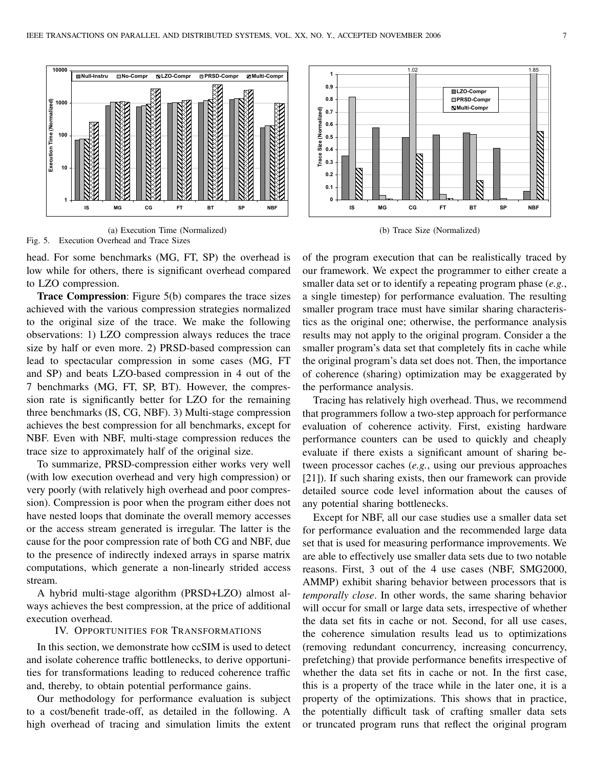(a) Execution Time (Normalized)

(b) Trace Size (Normalized)

Fig. 5. Execution Overhead and Trace Sizes

head. For some benchmarks (MG, FT, SP) the overhead is low while for others, there is significant overhead compared to LZO compression.

**Trace Compression**: Figure 5(b) compares the trace sizes achieved with the various compression strategies normalized to the original size of the trace. We make the following observations: 1) LZO compression always reduces the trace size by half or even more. 2) PRSD-based compression can lead to spectacular compression in some cases (MG, FT and SP) and beats LZO-based compression in 4 out of the 7 benchmarks (MG, FT, SP, BT). However, the compression rate is significantly better for LZO for the remaining three benchmarks (IS, CG, NBF). 3) Multi-stage compression achieves the best compression for all benchmarks, except for NBF. Even with NBF, multi-stage compression reduces the trace size to approximately half of the original size.

To summarize, PRSD-compression either works very well (with low execution overhead and very high compression) or very poorly (with relatively high overhead and poor compression). Compression is poor when the program either does not have nested loops that dominate the overall memory accesses or the access stream generated is irregular. The latter is the cause for the poor compression rate of both CG and NBF, due to the presence of indirectly indexed arrays in sparse matrix computations, which generate a non-linearly strided access stream.

A hybrid multi-stage algorithm (PRSD+LZO) almost always achieves the best compression, at the price of additional execution overhead.

## IV. Opportunities for Transformations

In this section, we demonstrate how ccSIM is used to detect and isolate coherence traffic bottlenecks, to derive opportunities for transformations leading to reduced coherence traffic and, thereby, to obtain potential performance gains.

Our methodology for performance evaluation is subject to a cost/benefit trade-off, as detailed in the following. A high overhead of tracing and simulation limits the extent of the program execution that can be realistically traced by our framework. We expect the programmer to either create a smaller data set or to identify a repeating program phase (*e.g.*, a single timestep) for performance evaluation. The resulting smaller program trace must have similar sharing characteristics as the original one; otherwise, the performance analysis results may not apply to the original program. Consider a the smaller program's data set that completely fits in cache while the original program's data set does not. Then, the importance of coherence (sharing) optimization may be exaggerated by the performance analysis.

Tracing has relatively high overhead. Thus, we recommend that programmers follow a two-step approach for performance evaluation of coherence activity. First, existing hardware performance counters can be used to quickly and cheaply evaluate if there exists a significant amount of sharing between processor caches (*e.g.*, using our previous approaches [21]). If such sharing exists, then our framework can provide detailed source code level information about the causes of any potential sharing bottlenecks.

Except for NBF, all our case studies use a smaller data set for performance evaluation and the recommended large data set that is used for measuring performance improvements. We are able to effectively use smaller data sets due to two notable reasons. First, 3 out of the 4 use cases (NBF, SMG2000, AMMP) exhibit sharing behavior between processors that is *temporally close*. In other words, the same sharing behavior will occur for small or large data sets, irrespective of whether the data set fits in cache or not. Second, for all use cases, the coherence simulation results lead us to optimizations (removing redundant concurrency, increasing concurrency, prefetching) that provide performance benefits irrespective of whether the data set fits in cache or not. In the first case, this is a property of the trace while in the later one, it is a property of the optimizations. This shows that in practice, the potentially difficult task of crafting smaller data sets or truncated program runs that reflect the original program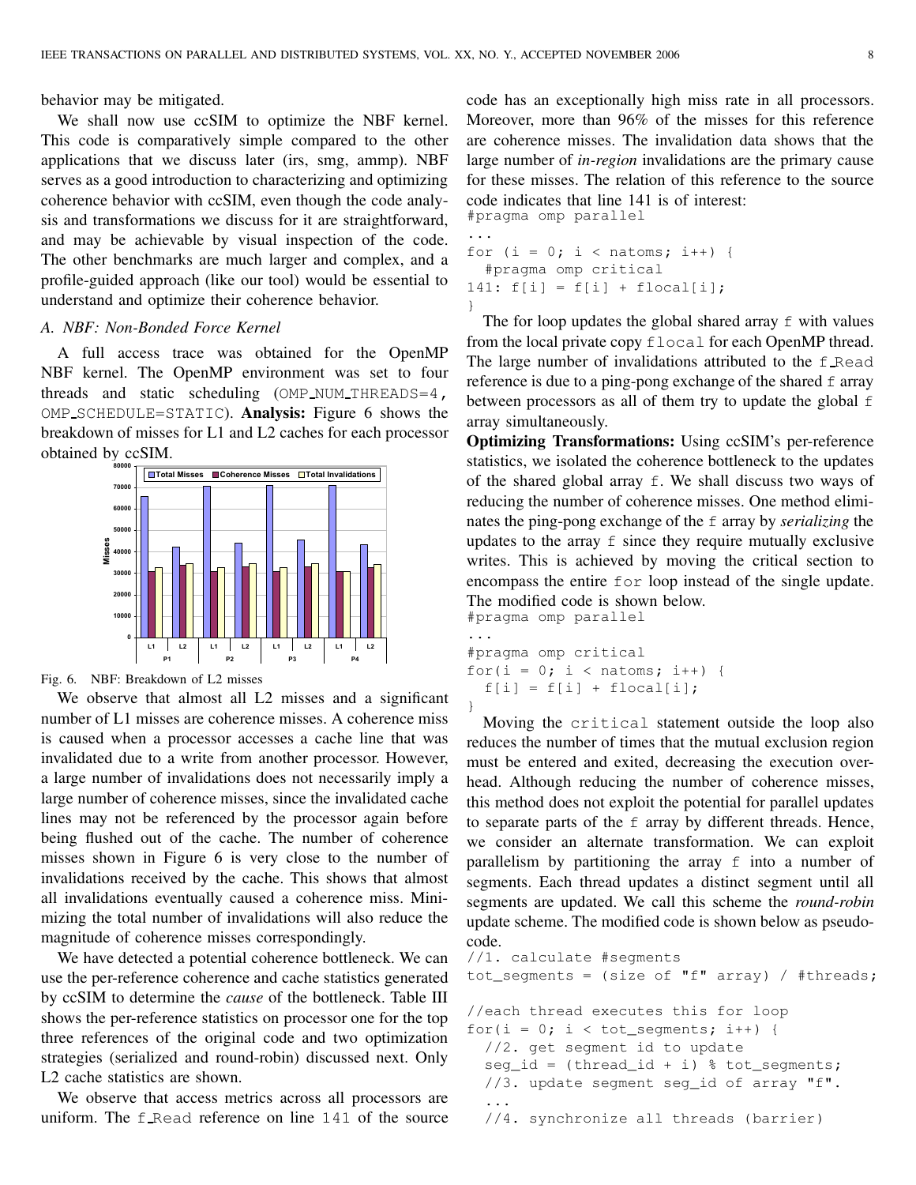behavior may be mitigated.

We shall now use ccSIM to optimize the NBF kernel. This code is comparatively simple compared to the other applications that we discuss later (irs, smg, ammp). NBF serves as a good introduction to characterizing and optimizing coherence behavior with ccSIM, even though the code analysis and transformations we discuss for it are straightforward, and may be achievable by visual inspection of the code. The other benchmarks are much larger and complex, and a profile-guided approach (like our tool) would be essential to understand and optimize their coherence behavior.

### A. NBF: Non-Bonded Force Kernel

A full access trace was obtained for the OpenMP NBF kernel. The OpenMP environment was set to four threads and static scheduling (OMP_NUM_THREADS=4, OMP_SCHEDULE=STATIC). **Analysis:** Figure 6 shows the breakdown of misses for L1 and L2 caches for each processor obtained by ccSIM.

Fig. 6. NBF: Breakdown of L2 misses

We observe that almost all L2 misses and a significant number of L1 misses are coherence misses. A coherence miss is caused when a processor accesses a cache line that was invalidated due to a write from another processor. However, a large number of invalidations does not necessarily imply a large number of coherence misses, since the invalidated cache lines may not be referenced by the processor again before being flushed out of the cache. The number of coherence misses shown in Figure 6 is very close to the number of invalidations received by the cache. This shows that almost all invalidations eventually caused a coherence miss. Minimizing the total number of invalidations will also reduce the magnitude of coherence misses correspondingly.

We have detected a potential coherence bottleneck. We can use the per-reference coherence and cache statistics generated by ccSIM to determine the *cause* of the bottleneck. Table III shows the per-reference statistics on processor one for the top three references of the original code and two optimization strategies (serialized and round-robin) discussed next. Only L2 cache statistics are shown.

We observe that access metrics across all processors are uniform. The f_Read reference on line 141 of the source code has an exceptionally high miss rate in all processors. Moreover, more than 96% of the misses for this reference are coherence misses. The invalidation data shows that the large number of *in-region* invalidations are the primary cause for these misses. The relation of this reference to the source code indicates that line 141 is of interest:

```
#pragma omp parallel
...
for (i = 0; i < natoms; i++) {
  #pragma omp critical
141: f[i] = f[i] + flocal[i];
}
```

The for loop updates the global shared array f with values from the local private copy flocal for each OpenMP thread. The large number of invalidations attributed to the f_Read reference is due to a ping-pong exchange of the shared f array between processors as all of them try to update the global f array simultaneously.

**Optimizing Transformations:** Using ccSIM's per-reference statistics, we isolated the coherence bottleneck to the updates of the shared global array f. We shall discuss two ways of reducing the number of coherence misses. One method eliminates the ping-pong exchange of the f array by *serializing* the updates to the array f since they require mutually exclusive writes. This is achieved by moving the critical section to encompass the entire for loop instead of the single update. The modified code is shown below.

```
#pragma omp parallel
...
#pragma omp critical
for(i = 0; i < natoms; i++) {
  f[i] = f[i] + flocal[i];
}
```

Moving the critical statement outside the loop also reduces the number of times that the mutual exclusion region must be entered and exited, decreasing the execution overhead. Although reducing the number of coherence misses, this method does not exploit the potential for parallel updates to separate parts of the f array by different threads. Hence, we consider an alternate transformation. We can exploit parallelism by partitioning the array f into a number of segments. Each thread updates a distinct segment until all segments are updated. We call this scheme the *round-robin* update scheme. The modified code is shown below as pseudo-code.

```
//1. calculate #segments
tot_segments = (size of "f" array) / #threads;

//each thread executes this for loop
for(i = 0; i < tot_segments; i++) {
  //2. get segment id to update
  seg_id = (thread_id + i) % tot_segments;
  //3. update segment seg_id of array "f".
  ...
  //4. synchronize all threads (barrier)
```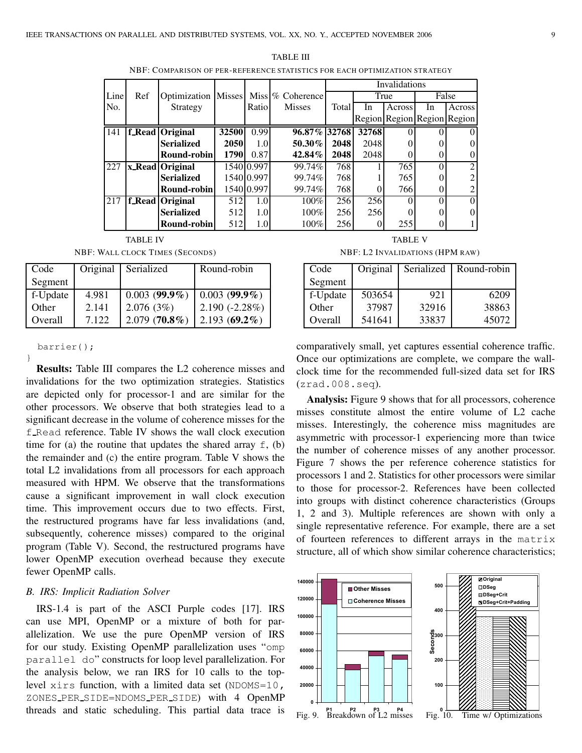TABLE III

NBF: COMPARISON OF PER-REFERENCE STATISTICS FOR EACH OPTIMIZATION STRATEGY

| Line No. | Ref | Optimization Strategy | Misses | Miss Ratio | % Coherence Misses | Invalidations | | | | |
|---|---|---|---|---|---|---|---|---|---|---|
| | | | | | | Total | True | | False | |
| | | | | | | | In Region | Across Region | In Region | Across Region |
| 141 | **f_Read** | **Original** | **32500** | 0.99 | **96.87%** | **32768** | **32768** | 0 | 0 | 0 |
| | | **Serialized** | **2050** | 1.0 | **50.30%** | **2048** | 2048 | 0 | 0 | 0 |
| | | **Round-robin** | **1790** | 0.87 | **42.84%** | **2048** | 2048 | 0 | 0 | 0 |
| 227 | **x_Read** | **Original** | 1540 | 0.997 | 99.74% | 768 | 1 | 765 | 0 | 2 |
| | | **Serialized** | 1540 | 0.997 | 99.74% | 768 | 1 | 765 | 0 | 2 |
| | | **Round-robin** | 1540 | 0.997 | 99.74% | 768 | 0 | 766 | 0 | 2 |
| 217 | **f_Read** | **Original** | 512 | 1.0 | 100% | 256 | 256 | 0 | 0 | 0 |
| | | **Serialized** | 512 | 1.0 | 100% | 256 | 256 | 0 | 0 | 0 |
| | | **Round-robin** | 512 | 1.0 | 100% | 256 | 0 | 255 | 0 | 1 |

TABLE IV

NBF: WALL CLOCK TIMES (SECONDS)

| Code Segment | Original | Serialized | Round-robin |
|---|---|---|---|
| f-Update | 4.981 | 0.003 (**99.9%**) | 0.003 (**99.9%**) |
| Other | 2.141 | 2.076 (3%) | 2.190 (-2.28%) |
| Overall | 7.122 | 2.079 (**70.8%**) | 2.193 (**69.2%**) |

TABLE V

NBF: L2 INVALIDATIONS (HPM RAW)

| Code Segment | Original | Serialized | Round-robin |
|---|---|---|---|
| f-Update | 503654 | 921 | 6209 |
| Other | 37987 | 32916 | 38863 |
| Overall | 541641 | 33837 | 45072 |

```
  barrier();
}
```

**Results:** Table III compares the L2 coherence misses and invalidations for the two optimization strategies. Statistics are depicted only for processor-1 and are similar for the other processors. We observe that both strategies lead to a significant decrease in the volume of coherence misses for the f_Read reference. Table IV shows the wall clock execution time for (a) the routine that updates the shared array f, (b) the remainder and (c) the entire program. Table V shows the total L2 invalidations from all processors for each approach measured with HPM. We observe that the transformations cause a significant improvement in wall clock execution time. This improvement occurs due to two effects. First, the restructured programs have far less invalidations (and, subsequently, coherence misses) compared to the original program (Table V). Second, the restructured programs have lower OpenMP execution overhead because they execute fewer OpenMP calls.

### B. IRS: Implicit Radiation Solver

IRS-1.4 is part of the ASCI Purple codes [17]. IRS can use MPI, OpenMP or a mixture of both for parallelization. We use the pure OpenMP version of IRS for our study. Existing OpenMP parallelization uses "omp parallel do" constructs for loop level parallelization. For the analysis below, we ran IRS for 10 calls to the top-level xirs function, with a limited data set (NDOMS=10, ZONES_PER_SIDE=NDOMS_PER_SIDE) with 4 OpenMP threads and static scheduling. This partial data trace is comparatively small, yet captures essential coherence traffic. Once our optimizations are complete, we compare the wall-clock time for the recommended full-sized data set for IRS (zrad.008.seq).

**Analysis:** Figure 9 shows that for all processors, coherence misses constitute almost the entire volume of L2 cache misses. Interestingly, the coherence miss magnitudes are asymmetric with processor-1 experiencing more than twice the number of coherence misses of any another processor. Figure 7 shows the per reference coherence statistics for processors 1 and 2. Statistics for other processors were similar to those for processor-2. References have been collected into groups with distinct coherence characteristics (Groups 1, 2 and 3). Multiple references are shown with only a single representative reference. For example, there are a set of fourteen references to different arrays in the matrix structure, all of which show similar coherence characteristics;

Fig. 9. Breakdown of L2 misses

Fig. 10. Time w/ Optimizations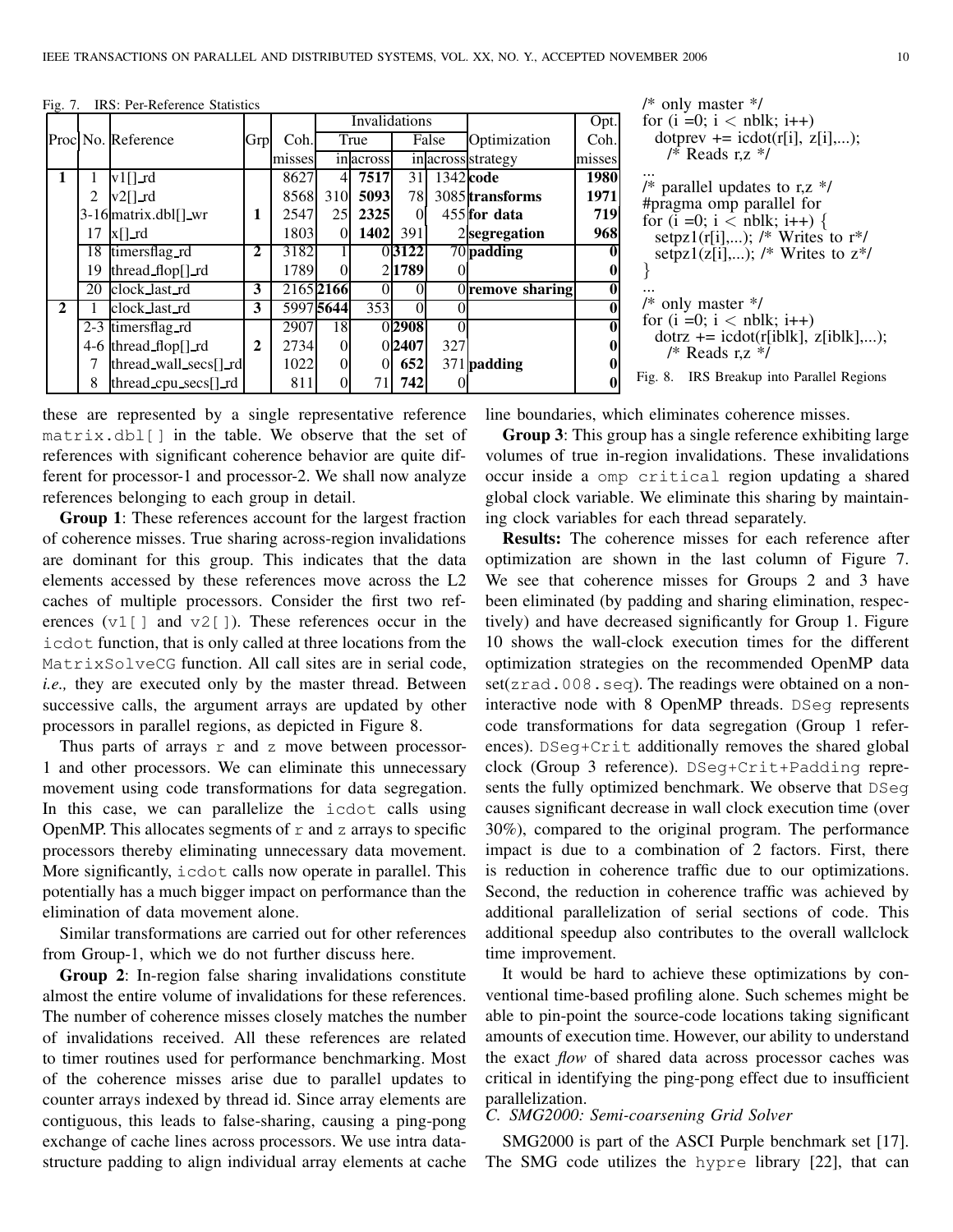Fig. 7. IRS: Per-Reference Statistics

| Proc | No. | Reference | Grp | Coh. misses | Invalidations | | | | Optimization strategy | Opt. Coh. misses |
|---|---|---|---|---|---|---|---|---|---|---|
| | | | | | True | | False | | | |
| | | | | | in | across | in | across | | |
| **1** | 1 | v1[]_rd | | 8627 | 4 | **7517** | 31 | 1342 | **code** | **1980** |
| | 2 | v2[]_rd | | 8568 | 310 | **5093** | 78 | 3085 | **transforms** | **1971** |
| | 3-16 | matrix.dbl[]_wr | **1** | 2547 | 25 | **2325** | 0 | 455 | **for data** | **719** |
| | 17 | x[]_rd | | 1803 | 0 | **1402** | 391 | 2 | **segregation** | **968** |
| | 18 | timersflag_rd | **2** | 3182 | 1 | 0 | **3122** | 70 | **padding** | **0** |
| | 19 | thread_flop[]_rd | | 1789 | 0 | 2 | **1789** | 0 | | **0** |
| | 20 | clock_last_rd | **3** | 2165 | **2166** | 0 | 0 | 0 | **remove sharing** | **0** |
| **2** | 1 | clock_last_rd | **3** | 5997 | **5644** | 353 | 0 | 0 | | **0** |
| | 2-3 | timersflag_rd | | 2907 | 18 | 0 | **2908** | 0 | | **0** |
| | 4-6 | thread_flop[]_rd | **2** | 2734 | 0 | 0 | **2407** | 327 | | **0** |
| | 7 | thread_wall_secs[]_rd | | 1022 | 0 | 0 | **652** | 371 | **padding** | **0** |
| | 8 | thread_cpu_secs[]_rd | | 811 | 0 | 71 | **742** | 0 | | **0** |

```
/* only master */
for (i =0; i < nblk; i++)
  dotprev += icdot(r[i], z[i],...);
    /* Reads r,z */
...
/* parallel updates to r,z */
#pragma omp parallel for
for (i =0; i < nblk; i++) {
  setpz1(r[i],...); /* Writes to r*/
  setpz1(z[i],...); /* Writes to z*/
}
...
/* only master */
for (i =0; i < nblk; i++)
  dotrz += icdot(r[iblk], z[iblk],...);
    /* Reads r,z */
```

Fig. 8. IRS Breakup into Parallel Regions

these are represented by a single representative reference `matrix.dbl[]` in the table. We observe that the set of references with significant coherence behavior are quite different for processor-1 and processor-2. We shall now analyze references belonging to each group in detail.

**Group 1**: These references account for the largest fraction of coherence misses. True sharing across-region invalidations are dominant for this group. This indicates that the data elements accessed by these references move across the L2 caches of multiple processors. Consider the first two references (`v1[]` and `v2[]`). These references occur in the `icdot` function, that is only called at three locations from the `MatrixSolveCG` function. All call sites are in serial code, *i.e.,* they are executed only by the master thread. Between successive calls, the argument arrays are updated by other processors in parallel regions, as depicted in Figure 8.

Thus parts of arrays `r` and `z` move between processor-1 and other processors. We can eliminate this unnecessary movement using code transformations for data segregation. In this case, we can parallelize the `icdot` calls using OpenMP. This allocates segments of `r` and `z` arrays to specific processors thereby eliminating unnecessary data movement. More significantly, `icdot` calls now operate in parallel. This potentially has a much bigger impact on performance than the elimination of data movement alone.

Similar transformations are carried out for other references from Group-1, which we do not further discuss here.

**Group 2**: In-region false sharing invalidations constitute almost the entire volume of invalidations for these references. The number of coherence misses closely matches the number of invalidations received. All these references are related to timer routines used for performance benchmarking. Most of the coherence misses arise due to parallel updates to counter arrays indexed by thread id. Since array elements are contiguous, this leads to false-sharing, causing a ping-pong exchange of cache lines across processors. We use intra datastructure padding to align individual array elements at cache line boundaries, which eliminates coherence misses.

**Group 3**: This group has a single reference exhibiting large volumes of true in-region invalidations. These invalidations occur inside a `omp critical` region updating a shared global clock variable. We eliminate this sharing by maintaining clock variables for each thread separately.

**Results:** The coherence misses for each reference after optimization are shown in the last column of Figure 7. We see that coherence misses for Groups 2 and 3 have been eliminated (by padding and sharing elimination, respectively) and have decreased significantly for Group 1. Figure 10 shows the wall-clock execution times for the different optimization strategies on the recommended OpenMP data set(`zrad.008.seq`). The readings were obtained on a non-interactive node with 8 OpenMP threads. `DSeg` represents code transformations for data segregation (Group 1 references). `DSeg+Crit` additionally removes the shared global clock (Group 3 reference). `DSeg+Crit+Padding` represents the fully optimized benchmark. We observe that `DSeg` causes significant decrease in wall clock execution time (over 30%), compared to the original program. The performance impact is due to a combination of 2 factors. First, there is reduction in coherence traffic due to our optimizations. Second, the reduction in coherence traffic was achieved by additional parallelization of serial sections of code. This additional speedup also contributes to the overall wallclock time improvement.

It would be hard to achieve these optimizations by conventional time-based profiling alone. Such schemes might be able to pin-point the source-code locations taking significant amounts of execution time. However, our ability to understand the exact *flow* of shared data across processor caches was critical in identifying the ping-pong effect due to insufficient parallelization.

### C. SMG2000: Semi-coarsening Grid Solver

SMG2000 is part of the ASCI Purple benchmark set [17]. The SMG code utilizes the `hypre` library [22], that can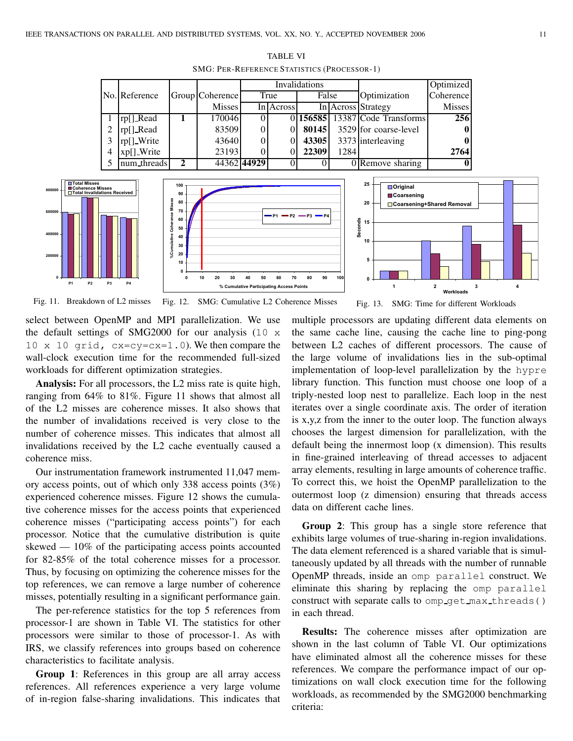TABLE VI

SMG: PER-REFERENCE STATISTICS (PROCESSOR-1)

| No. | Reference | Group | Coherence Misses | Invalidations True In | Invalidations True Across | Invalidations False In | Invalidations False Across | Optimization Strategy | Optimized Coherence Misses |
|---|---|---|---|---|---|---|---|---|---|
| 1 | rp[]_Read | **1** | 170046 | 0 | 0 | **156585** | 13387 | Code Transforms | **256** |
| 2 | rp[]_Read | | 83509 | 0 | 0 | **80145** | 3529 | for coarse-level | **0** |
| 3 | rp[]_Write | | 43640 | 0 | 0 | **43305** | 3373 | interleaving | **0** |
| 4 | xp[]_Write | | 23193 | 0 | 0 | **22309** | 1284 | | **2764** |
| 5 | num_threads | **2** | 44362 | **44929** | 0 | 0 | 0 | Remove sharing | **0** |

Fig. 11. Breakdown of L2 misses

Fig. 12. SMG: Cumulative L2 Coherence Misses

Fig. 13. SMG: Time for different Workloads

select between OpenMP and MPI parallelization. We use the default settings of SMG2000 for our analysis (`10 x 10 x 10 grid, cx=cy=cx=1.0`). We then compare the wall-clock execution time for the recommended full-sized workloads for different optimization strategies.

**Analysis:** For all processors, the L2 miss rate is quite high, ranging from 64% to 81%. Figure 11 shows that almost all of the L2 misses are coherence misses. It also shows that the number of invalidations received is very close to the number of coherence misses. This indicates that almost all invalidations received by the L2 cache eventually caused a coherence miss.

Our instrumentation framework instrumented 11,047 memory access points, out of which only 338 access points (3%) experienced coherence misses. Figure 12 shows the cumulative coherence misses for the access points that experienced coherence misses ("participating access points") for each processor. Notice that the cumulative distribution is quite skewed — 10% of the participating access points accounted for 82-85% of the total coherence misses for a processor. Thus, by focusing on optimizing the coherence misses for the top references, we can remove a large number of coherence misses, potentially resulting in a significant performance gain.

The per-reference statistics for the top 5 references from processor-1 are shown in Table VI. The statistics for other processors were similar to those of processor-1. As with IRS, we classify references into groups based on coherence characteristics to facilitate analysis.

**Group 1**: References in this group are all array access references. All references experience a very large volume of in-region false-sharing invalidations. This indicates that multiple processors are updating different data elements on the same cache line, causing the cache line to ping-pong between L2 caches of different processors. The cause of the large volume of invalidations lies in the sub-optimal implementation of loop-level parallelization by the `hypre` library function. This function must choose one loop of a triply-nested loop nest to parallelize. Each loop in the nest iterates over a single coordinate axis. The order of iteration is x,y,z from the inner to the outer loop. The function always chooses the largest dimension for parallelization, with the default being the innermost loop (x dimension). This results in fine-grained interleaving of thread accesses to adjacent array elements, resulting in large amounts of coherence traffic. To correct this, we hoist the OpenMP parallelization to the outermost loop (z dimension) ensuring that threads access data on different cache lines.

**Group 2**: This group has a single store reference that exhibits large volumes of true-sharing in-region invalidations. The data element referenced is a shared variable that is simultaneously updated by all threads with the number of runnable OpenMP threads, inside an `omp parallel` construct. We eliminate this sharing by replacing the `omp parallel` construct with separate calls to `omp_get_max_threads()` in each thread.

**Results:** The coherence misses after optimization are shown in the last column of Table VI. Our optimizations have eliminated almost all the coherence misses for these references. We compare the performance impact of our optimizations on wall clock execution time for the following workloads, as recommended by the SMG2000 benchmarking criteria: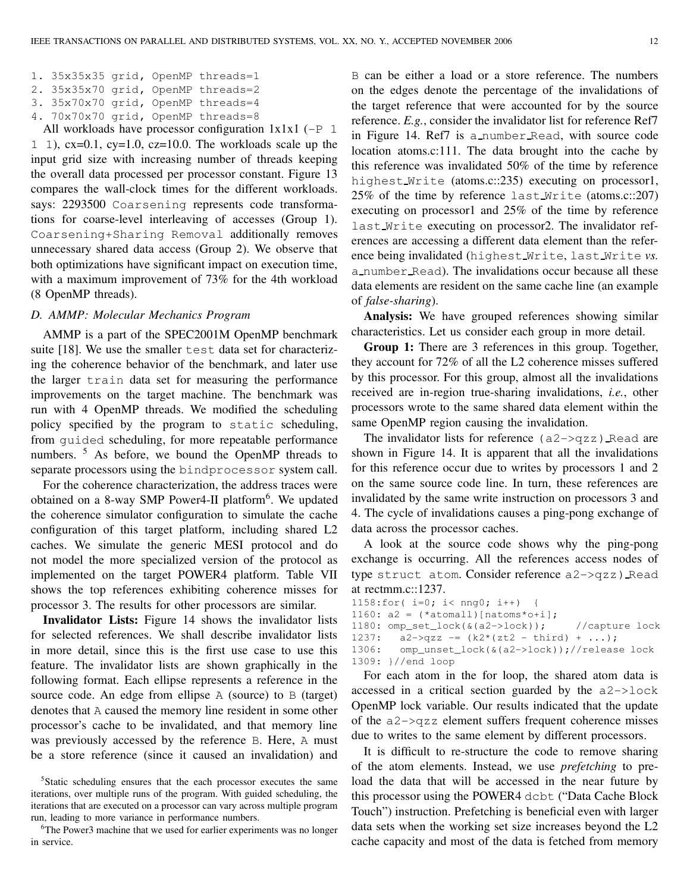```
1. 35x35x35 grid, OpenMP threads=1
2. 35x35x70 grid, OpenMP threads=2
3. 35x70x70 grid, OpenMP threads=4
4. 70x70x70 grid, OpenMP threads=8
```

All workloads have processor configuration 1x1x1 (`-P 1 1 1`), cx=0.1, cy=1.0, cz=10.0. The workloads scale up the input grid size with increasing number of threads keeping the overall data processed per processor constant. Figure 13 compares the wall-clock times for the different workloads. says: 2293500 `Coarsening` represents code transformations for coarse-level interleaving of accesses (Group 1). `Coarsening+Sharing Removal` additionally removes unnecessary shared data access (Group 2). We observe that both optimizations have significant impact on execution time, with a maximum improvement of 73% for the 4th workload (8 OpenMP threads).

### D. AMMP: Molecular Mechanics Program

AMMP is a part of the SPEC2001M OpenMP benchmark suite [18]. We use the smaller `test` data set for characterizing the coherence behavior of the benchmark, and later use the larger `train` data set for measuring the performance improvements on the target machine. The benchmark was run with 4 OpenMP threads. We modified the scheduling policy specified by the program to `static` scheduling, from `guided` scheduling, for more repeatable performance numbers. [5] As before, we bound the OpenMP threads to separate processors using the `bindprocessor` system call.

For the coherence characterization, the address traces were obtained on a 8-way SMP Power4-II platform[6]. We updated the coherence simulator configuration to simulate the cache configuration of this target platform, including shared L2 caches. We simulate the generic MESI protocol and do not model the more specialized version of the protocol as implemented on the target POWER4 platform. Table VII shows the top references exhibiting coherence misses for processor 3. The results for other processors are similar.

**Invalidator Lists:** Figure 14 shows the invalidator lists for selected references. We shall describe invalidator lists in more detail, since this is the first use case to use this feature. The invalidator lists are shown graphically in the following format. Each ellipse represents a reference in the source code. An edge from ellipse `A` (source) to `B` (target) denotes that `A` caused the memory line resident in some other processor's cache to be invalidated, and that memory line was previously accessed by the reference `B`. Here, `A` must be a store reference (since it caused an invalidation) and `B` can be either a load or a store reference. The numbers on the edges denote the percentage of the invalidations of the target reference that were accounted for by the source reference. *E.g.*, consider the invalidator list for reference Ref7 in Figure 14. Ref7 is `a_number_Read`, with source code location atoms.c:111. The data brought into the cache by this reference was invalidated 50% of the time by reference `highest_Write` (atoms.c::235) executing on processor1, 25% of the time by reference `last_Write` (atoms.c::207) executing on processor1 and 25% of the time by reference `last_Write` executing on processor2. The invalidator references are accessing a different data element than the reference being invalidated (`highest_Write`, `last_Write` *vs.* `a_number_Read`). The invalidations occur because all these data elements are resident on the same cache line (an example of *false-sharing*).

**Analysis:** We have grouped references showing similar characteristics. Let us consider each group in more detail.

**Group 1:** There are 3 references in this group. Together, they account for 72% of all the L2 coherence misses suffered by this processor. For this group, almost all the invalidations received are in-region true-sharing invalidations, *i.e.*, other processors wrote to the same shared data element within the same OpenMP region causing the invalidation.

The invalidator lists for reference `(a2->qzz)_Read` are shown in Figure 14. It is apparent that all the invalidations for this reference occur due to writes by processors 1 and 2 on the same source code line. In turn, these references are invalidated by the same write instruction on processors 3 and 4. The cycle of invalidations causes a ping-pong exchange of data across the processor caches.

A look at the source code shows why the ping-pong exchange is occurring. All the references access nodes of type `struct atom`. Consider reference `a2->qzz)_Read` at rectmm.c::1237.

```
1158:for( i=0; i< nng0; i++)  {
1160: a2 = (*atomall)[natoms*o+i];
1180: omp_set_lock(&(a2->lock));     //capture lock
1237:   a2->qzz -= (k2*(zt2 - third) + ...);
1306:   omp_unset_lock(&(a2->lock));//release lock
1309: }//end loop
```

For each atom in the for loop, the shared atom data is accessed in a critical section guarded by the `a2->lock` OpenMP lock variable. Our results indicated that the update of the `a2->qzz` element suffers frequent coherence misses due to writes to the same element by different processors.

It is difficult to re-structure the code to remove sharing of the atom elements. Instead, we use *prefetching* to preload the data that will be accessed in the near future by this processor using the POWER4 `dcbt` ("Data Cache Block Touch") instruction. Prefetching is beneficial even with larger data sets when the working set size increases beyond the L2 cache capacity and most of the data is fetched from memory

[5] Static scheduling ensures that the each processor executes the same iterations, over multiple runs of the program. With guided scheduling, the iterations that are executed on a processor can vary across multiple program run, leading to more variance in performance numbers.

[6] The Power3 machine that we used for earlier experiments was no longer in service.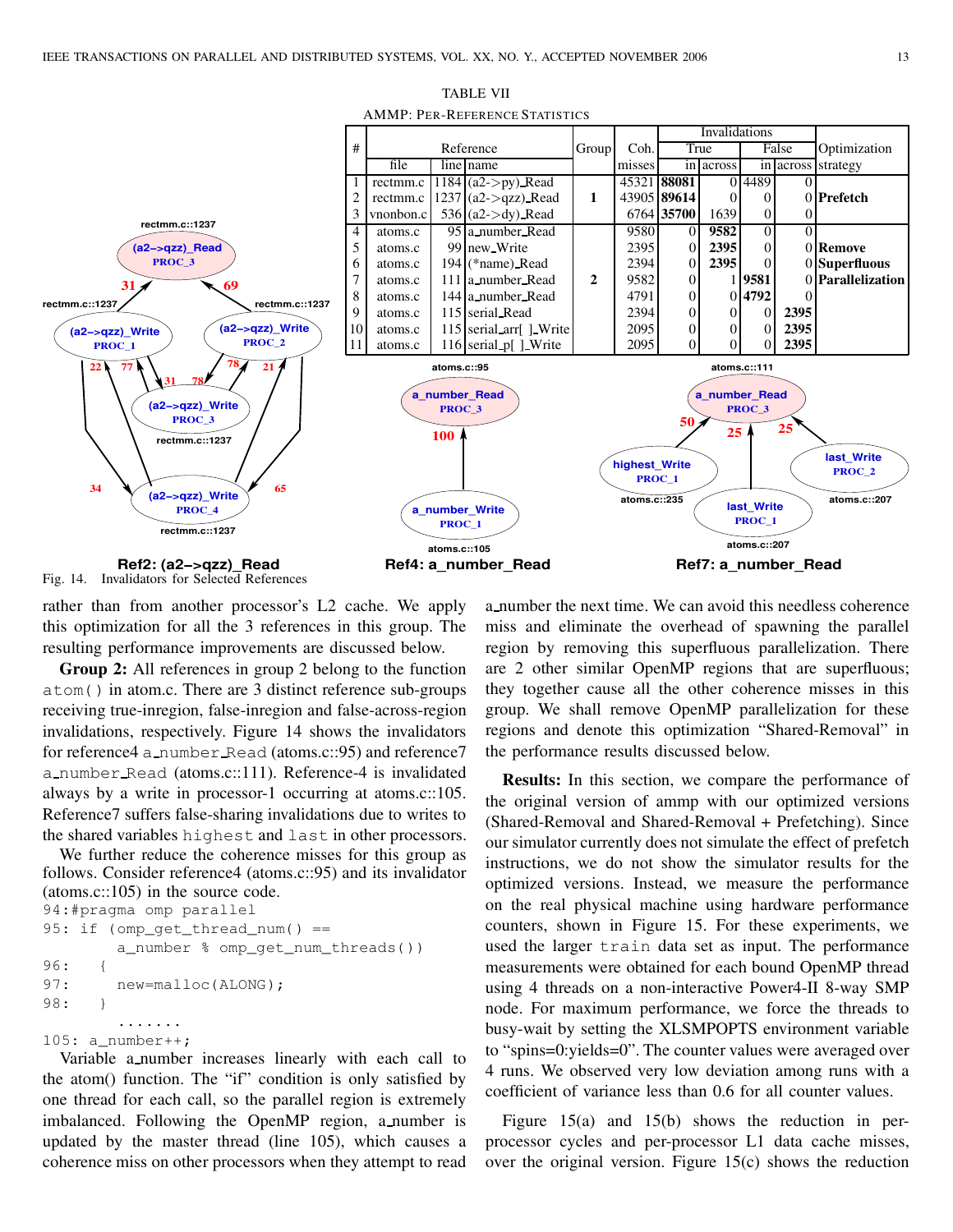TABLE VII
AMMP: PER-REFERENCE STATISTICS

| # | Reference | | | Group | Coh. | Invalidations | | | | Optimization |
|---|---|---|---|---|---|---|---|---|---|---|
| | | | | | | True | | False | | |
| | file | line | name | | misses | in | across | in | across | strategy |
| 1 | rectmm.c | 1184 | (a2->py)_Read | | 45321 | **88081** | 0 | 4489 | 0 | |
| 2 | rectmm.c | 1237 | (a2->qzz)_Read | **1** | 43905 | **89614** | 0 | 0 | 0 | **Prefetch** |
| 3 | vnonbon.c | 536 | (a2->dy)_Read | | 6764 | **35700** | 1639 | 0 | 0 | |
| 4 | atoms.c | 95 | a_number_Read | | 9580 | 0 | **9582** | 0 | 0 | |
| 5 | atoms.c | 99 | new_Write | | 2395 | 0 | **2395** | 0 | 0 | **Remove** |
| 6 | atoms.c | 194 | (*name)_Read | | 2394 | 0 | **2395** | 0 | 0 | **Superfluous** |
| 7 | atoms.c | 111 | a_number_Read | **2** | 9582 | 0 | 1 | **9581** | 0 | **Parallelization** |
| 8 | atoms.c | 144 | a_number_Read | | 4791 | 0 | 0 | **4792** | 0 | |
| 9 | atoms.c | 115 | serial_Read | | 2394 | 0 | 0 | 0 | **2395** | |
| 10 | atoms.c | 115 | serial_arr[ ]_Write | | 2095 | 0 | 0 | 0 | **2395** | |
| 11 | atoms.c | 116 | serial_p[ ]_Write | | 2095 | 0 | 0 | 0 | **2395** | |

Fig. 14. Invalidators for Selected References

rather than from another processor's L2 cache. We apply this optimization for all the 3 references in this group. The resulting performance improvements are discussed below.

**Group 2:** All references in group 2 belong to the function `atom()` in atom.c. There are 3 distinct reference sub-groups receiving true-inregion, false-inregion and false-across-region invalidations, respectively. Figure 14 shows the invalidators for reference4 `a_number_Read` (atoms.c::95) and reference7 `a_number_Read` (atoms.c::111). Reference-4 is invalidated always by a write in processor-1 occurring at atoms.c::105. Reference7 suffers false-sharing invalidations due to writes to the shared variables `highest` and `last` in other processors.

We further reduce the coherence misses for this group as follows. Consider reference4 (atoms.c::95) and its invalidator (atoms.c::105) in the source code.

```
94:#pragma omp parallel
95: if (omp_get_thread_num() ==
        a_number % omp_get_num_threads())
96:    {
97:        new=malloc(ALONG);
98:    }
        .......
105: a_number++;
```

Variable a_number increases linearly with each call to the atom() function. The "if" condition is only satisfied by one thread for each call, so the parallel region is extremely imbalanced. Following the OpenMP region, a_number is updated by the master thread (line 105), which causes a coherence miss on other processors when they attempt to read a_number the next time. We can avoid this needless coherence miss and eliminate the overhead of spawning the parallel region by removing this superfluous parallelization. There are 2 other similar OpenMP regions that are superfluous; they together cause all the other coherence misses in this group. We shall remove OpenMP parallelization for these regions and denote this optimization "Shared-Removal" in the performance results discussed below.

**Results:** In this section, we compare the performance of the original version of ammp with our optimized versions (Shared-Removal and Shared-Removal + Prefetching). Since our simulator currently does not simulate the effect of prefetch instructions, we do not show the simulator results for the optimized versions. Instead, we measure the performance on the real physical machine using hardware performance counters, shown in Figure 15. For these experiments, we used the larger `train` data set as input. The performance measurements were obtained for each bound OpenMP thread using 4 threads on a non-interactive Power4-II 8-way SMP node. For maximum performance, we force the threads to busy-wait by setting the XLSMPOPTS environment variable to "spins=0:yields=0". The counter values were averaged over 4 runs. We observed very low deviation among runs with a coefficient of variance less than 0.6 for all counter values.

Figure 15(a) and 15(b) shows the reduction in per-processor cycles and per-processor L1 data cache misses, over the original version. Figure 15(c) shows the reduction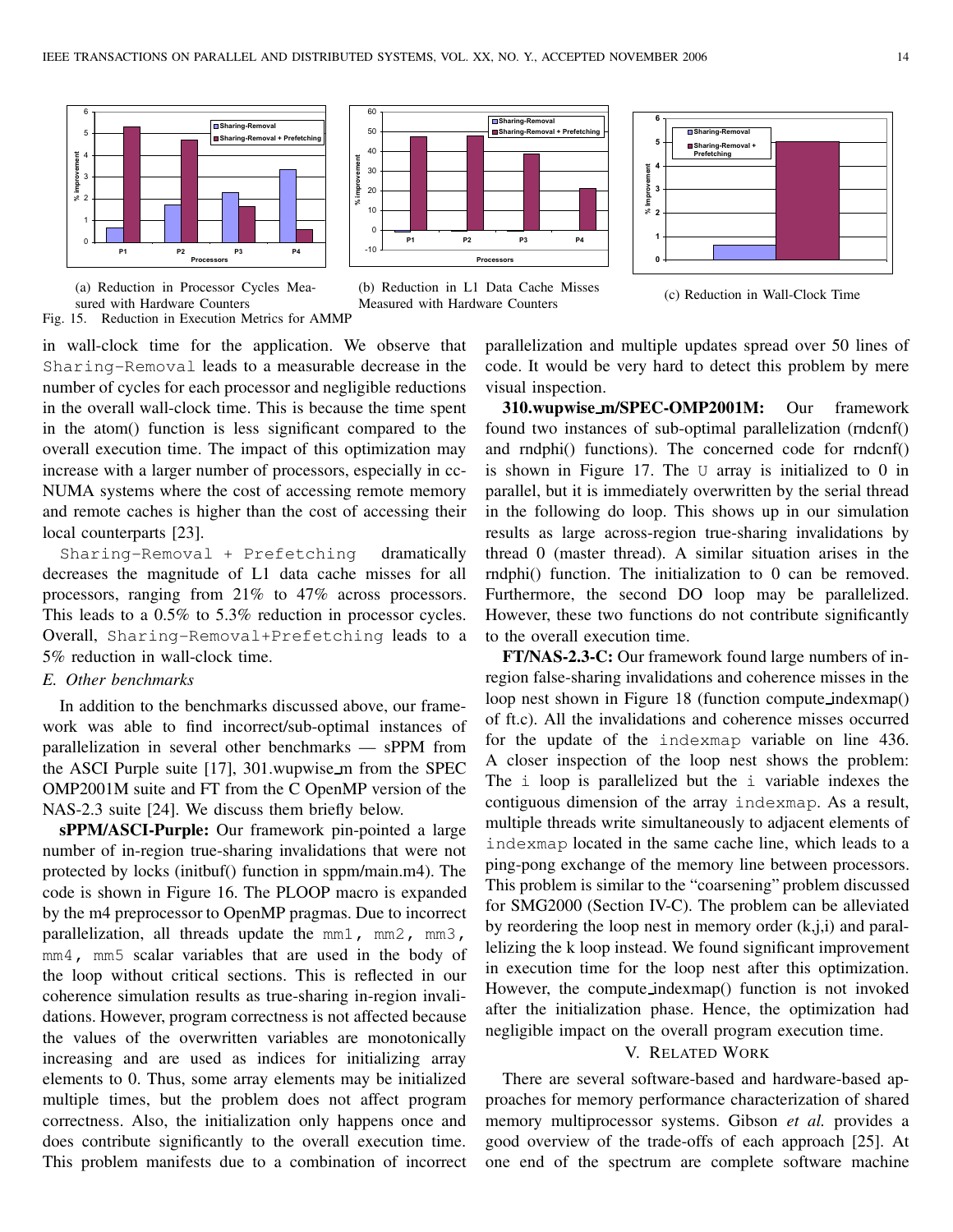(a) Reduction in Processor Cycles Measured with Hardware Counters

(b) Reduction in L1 Data Cache Misses Measured with Hardware Counters

(c) Reduction in Wall-Clock Time

Fig. 15. Reduction in Execution Metrics for AMMP

in wall-clock time for the application. We observe that `Sharing-Removal` leads to a measurable decrease in the number of cycles for each processor and negligible reductions in the overall wall-clock time. This is because the time spent in the atom() function is less significant compared to the overall execution time. The impact of this optimization may increase with a larger number of processors, especially in cc-NUMA systems where the cost of accessing remote memory and remote caches is higher than the cost of accessing their local counterparts [23].

`Sharing-Removal + Prefetching` dramatically decreases the magnitude of L1 data cache misses for all processors, ranging from 21% to 47% across processors. This leads to a 0.5% to 5.3% reduction in processor cycles. Overall, `Sharing-Removal+Prefetching` leads to a 5% reduction in wall-clock time.

### E. Other benchmarks

In addition to the benchmarks discussed above, our framework was able to find incorrect/sub-optimal instances of parallelization in several other benchmarks — sPPM from the ASCI Purple suite [17], 301.wupwise_m from the SPEC OMP2001M suite and FT from the C OpenMP version of the NAS-2.3 suite [24]. We discuss them briefly below.

**sPPM/ASCI-Purple:** Our framework pin-pointed a large number of in-region true-sharing invalidations that were not protected by locks (initbuf() function in sppm/main.m4). The code is shown in Figure 16. The PLOOP macro is expanded by the m4 preprocessor to OpenMP pragmas. Due to incorrect parallelization, all threads update the `mm1, mm2, mm3, mm4, mm5` scalar variables that are used in the body of the loop without critical sections. This is reflected in our coherence simulation results as true-sharing in-region invalidations. However, program correctness is not affected because the values of the overwritten variables are monotonically increasing and are used as indices for initializing array elements to 0. Thus, some array elements may be initialized multiple times, but the problem does not affect program correctness. Also, the initialization only happens once and does contribute significantly to the overall execution time. This problem manifests due to a combination of incorrect parallelization and multiple updates spread over 50 lines of code. It would be very hard to detect this problem by mere visual inspection.

**310.wupwise_m/SPEC-OMP2001M:** Our framework found two instances of sub-optimal parallelization (rndcnf() and rndphi() functions). The concerned code for rndcnf() is shown in Figure 17. The `U` array is initialized to 0 in parallel, but it is immediately overwritten by the serial thread in the following do loop. This shows up in our simulation results as large across-region true-sharing invalidations by thread 0 (master thread). A similar situation arises in the rndphi() function. The initialization to 0 can be removed. Furthermore, the second DO loop may be parallelized. However, these two functions do not contribute significantly to the overall execution time.

**FT/NAS-2.3-C:** Our framework found large numbers of in-region false-sharing invalidations and coherence misses in the loop nest shown in Figure 18 (function compute_indexmap() of ft.c). All the invalidations and coherence misses occurred for the update of the `indexmap` variable on line 436. A closer inspection of the loop nest shows the problem: The `i` loop is parallelized but the `i` variable indexes the contiguous dimension of the array `indexmap`. As a result, multiple threads write simultaneously to adjacent elements of `indexmap` located in the same cache line, which leads to a ping-pong exchange of the memory line between processors. This problem is similar to the "coarsening" problem discussed for SMG2000 (Section IV-C). The problem can be alleviated by reordering the loop nest in memory order (k,j,i) and parallelizing the k loop instead. We found significant improvement in execution time for the loop nest after this optimization. However, the compute_indexmap() function is not invoked after the initialization phase. Hence, the optimization had negligible impact on the overall program execution time.

## V. Related Work

There are several software-based and hardware-based approaches for memory performance characterization of shared memory multiprocessor systems. Gibson *et al.* provides a good overview of the trade-offs of each approach [25]. At one end of the spectrum are complete software machine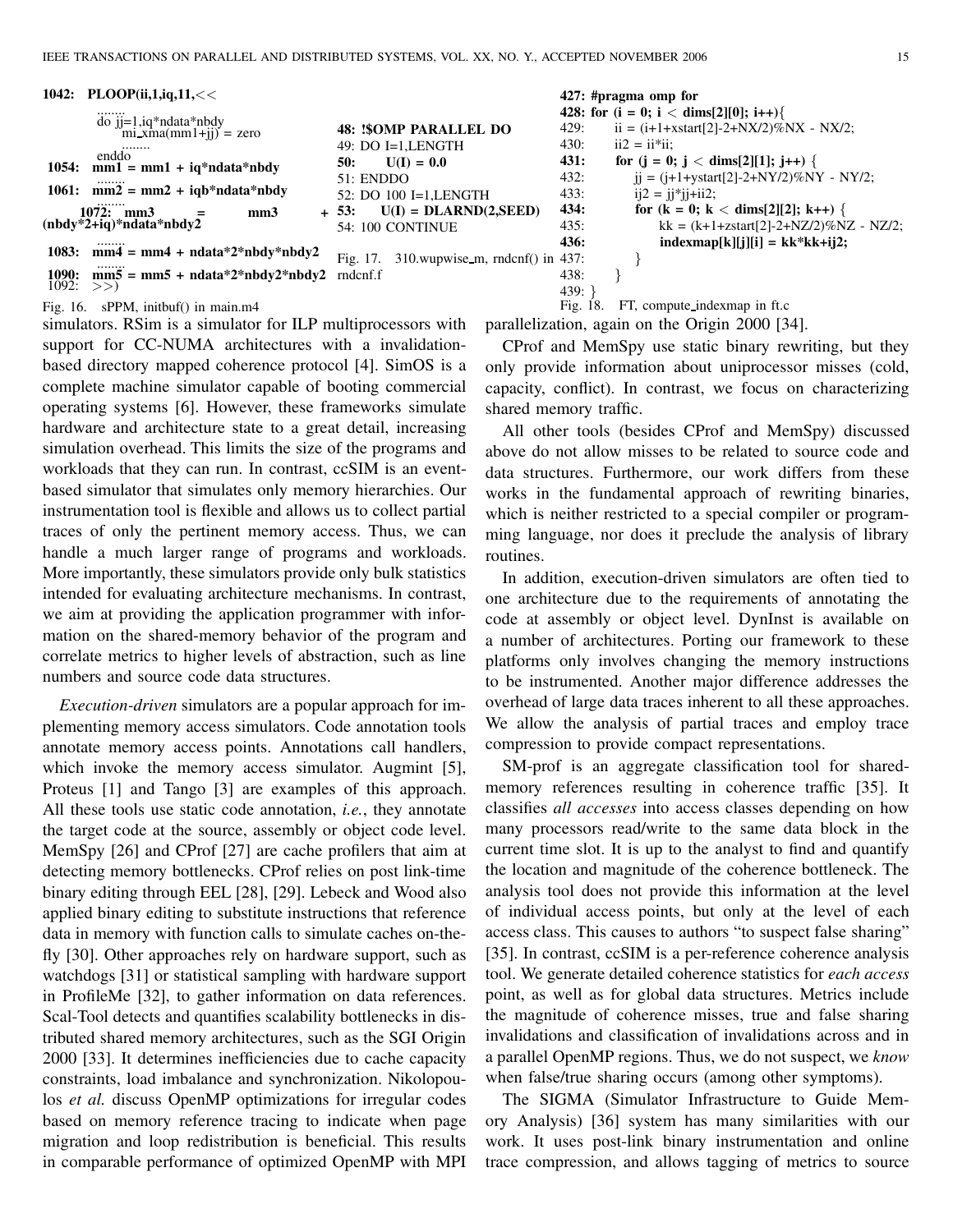```
1042:  PLOOP(ii,1,iq,11,<<
        ........
        do jj=1,iq*ndata*nbdy
            mi_xma(mm1+jj) = zero
            ........
        enddo
1054:  mm1 = mm1 + iq*ndata*nbdy
        ........
1061:  mm2 = mm2 + iqb*ndata*nbdy
        ........
1072:  mm3          =          mm3          +
(nbdy*2+iq)*ndata*nbdy2
        ........
1083:  mm4 = mm4 + ndata*2*nbdy*nbdy2
        ........
1090:  mm5 = mm5 + ndata*2*nbdy2*nbdy2
1092:  >>)
```

Fig. 16. sPPM, initbuf() in main.m4

```
48: !$OMP PARALLEL DO
49: DO I=1,LENGTH
50:     U(I) = 0.0
51: ENDDO
52: DO 100 I=1,LENGTH
53:     U(I) = DLARND(2,SEED)
54: 100 CONTINUE
```

Fig. 17. 310.wupwise_m, rndcnf() in rndcnf.f

```
427: #pragma omp for
428: for (i = 0; i < dims[2][0]; i++){
429:     ii = (i+1+xstart[2]-2+NX/2)%NX - NX/2;
430:     ii2 = ii*ii;
431:     for (j = 0; j < dims[2][1]; j++) {
432:         jj = (j+1+ystart[2]-2+NY/2)%NY - NY/2;
433:         ij2 = jj*jj+ii2;
434:         for (k = 0; k < dims[2][2]; k++) {
435:             kk = (k+1+zstart[2]-2+NZ/2)%NZ - NZ/2;
436:             indexmap[k][j][i] = kk*kk+ij2;
437:         }
438:     }
439: }
```

Fig. 18. FT, compute_indexmap in ft.c

simulators. RSim is a simulator for ILP multiprocessors with support for CC-NUMA architectures with a invalidation-based directory mapped coherence protocol [4]. SimOS is a complete machine simulator capable of booting commercial operating systems [6]. However, these frameworks simulate hardware and architecture state to a great detail, increasing simulation overhead. This limits the size of the programs and workloads that they can run. In contrast, ccSIM is an event-based simulator that simulates only memory hierarchies. Our instrumentation tool is flexible and allows us to collect partial traces of only the pertinent memory access. Thus, we can handle a much larger range of programs and workloads. More importantly, these simulators provide only bulk statistics intended for evaluating architecture mechanisms. In contrast, we aim at providing the application programmer with information on the shared-memory behavior of the program and correlate metrics to higher levels of abstraction, such as line numbers and source code data structures.

*Execution-driven* simulators are a popular approach for implementing memory access simulators. Code annotation tools annotate memory access points. Annotations call handlers, which invoke the memory access simulator. Augmint [5], Proteus [1] and Tango [3] are examples of this approach. All these tools use static code annotation, *i.e.*, they annotate the target code at the source, assembly or object code level. MemSpy [26] and CProf [27] are cache profilers that aim at detecting memory bottlenecks. CProf relies on post link-time binary editing through EEL [28], [29]. Lebeck and Wood also applied binary editing to substitute instructions that reference data in memory with function calls to simulate caches on-the-fly [30]. Other approaches rely on hardware support, such as watchdogs [31] or statistical sampling with hardware support in ProfileMe [32], to gather information on data references. Scal-Tool detects and quantifies scalability bottlenecks in distributed shared memory architectures, such as the SGI Origin 2000 [33]. It determines inefficiencies due to cache capacity constraints, load imbalance and synchronization. Nikolopoulos *et al.* discuss OpenMP optimizations for irregular codes based on memory reference tracing to indicate when page migration and loop redistribution is beneficial. This results in comparable performance of optimized OpenMP with MPI parallelization, again on the Origin 2000 [34].

CProf and MemSpy use static binary rewriting, but they only provide information about uniprocessor misses (cold, capacity, conflict). In contrast, we focus on characterizing shared memory traffic.

All other tools (besides CProf and MemSpy) discussed above do not allow misses to be related to source code and data structures. Furthermore, our work differs from these works in the fundamental approach of rewriting binaries, which is neither restricted to a special compiler or programming language, nor does it preclude the analysis of library routines.

In addition, execution-driven simulators are often tied to one architecture due to the requirements of annotating the code at assembly or object level. DynInst is available on a number of architectures. Porting our framework to these platforms only involves changing the memory instructions to be instrumented. Another major difference addresses the overhead of large data traces inherent to all these approaches. We allow the analysis of partial traces and employ trace compression to provide compact representations.

SM-prof is an aggregate classification tool for shared-memory references resulting in coherence traffic [35]. It classifies *all accesses* into access classes depending on how many processors read/write to the same data block in the current time slot. It is up to the analyst to find and quantify the location and magnitude of the coherence bottleneck. The analysis tool does not provide this information at the level of individual access points, but only at the level of each access class. This causes to authors "to suspect false sharing" [35]. In contrast, ccSIM is a per-reference coherence analysis tool. We generate detailed coherence statistics for *each access* point, as well as for global data structures. Metrics include the magnitude of coherence misses, true and false sharing invalidations and classification of invalidations across and in a parallel OpenMP regions. Thus, we do not suspect, we *know* when false/true sharing occurs (among other symptoms).

The SIGMA (Simulator Infrastructure to Guide Memory Analysis) [36] system has many similarities with our work. It uses post-link binary instrumentation and online trace compression, and allows tagging of metrics to source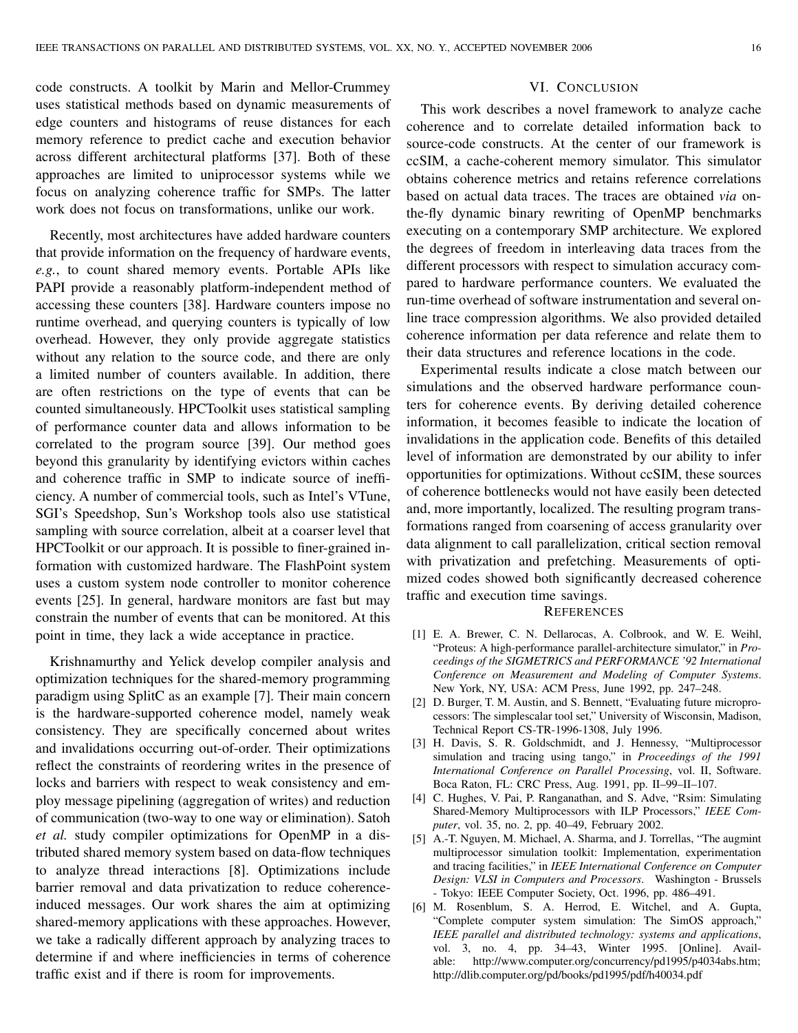code constructs. A toolkit by Marin and Mellor-Crummey uses statistical methods based on dynamic measurements of edge counters and histograms of reuse distances for each memory reference to predict cache and execution behavior across different architectural platforms [37]. Both of these approaches are limited to uniprocessor systems while we focus on analyzing coherence traffic for SMPs. The latter work does not focus on transformations, unlike our work.

Recently, most architectures have added hardware counters that provide information on the frequency of hardware events, *e.g.*, to count shared memory events. Portable APIs like PAPI provide a reasonably platform-independent method of accessing these counters [38]. Hardware counters impose no runtime overhead, and querying counters is typically of low overhead. However, they only provide aggregate statistics without any relation to the source code, and there are only a limited number of counters available. In addition, there are often restrictions on the type of events that can be counted simultaneously. HPCToolkit uses statistical sampling of performance counter data and allows information to be correlated to the program source [39]. Our method goes beyond this granularity by identifying evictors within caches and coherence traffic in SMP to indicate source of inefficiency. A number of commercial tools, such as Intel's VTune, SGI's Speedshop, Sun's Workshop tools also use statistical sampling with source correlation, albeit at a coarser level that HPCToolkit or our approach. It is possible to finer-grained information with customized hardware. The FlashPoint system uses a custom system node controller to monitor coherence events [25]. In general, hardware monitors are fast but may constrain the number of events that can be monitored. At this point in time, they lack a wide acceptance in practice.

Krishnamurthy and Yelick develop compiler analysis and optimization techniques for the shared-memory programming paradigm using SplitC as an example [7]. Their main concern is the hardware-supported coherence model, namely weak consistency. They are specifically concerned about writes and invalidations occurring out-of-order. Their optimizations reflect the constraints of reordering writes in the presence of locks and barriers with respect to weak consistency and employ message pipelining (aggregation of writes) and reduction of communication (two-way to one way or elimination). Satoh *et al.* study compiler optimizations for OpenMP in a distributed shared memory system based on data-flow techniques to analyze thread interactions [8]. Optimizations include barrier removal and data privatization to reduce coherence-induced messages. Our work shares the aim at optimizing shared-memory applications with these approaches. However, we take a radically different approach by analyzing traces to determine if and where inefficiencies in terms of coherence traffic exist and if there is room for improvements.

## VI. Conclusion

This work describes a novel framework to analyze cache coherence and to correlate detailed information back to source-code constructs. At the center of our framework is ccSIM, a cache-coherent memory simulator. This simulator obtains coherence metrics and retains reference correlations based on actual data traces. The traces are obtained *via* on-the-fly dynamic binary rewriting of OpenMP benchmarks executing on a contemporary SMP architecture. We explored the degrees of freedom in interleaving data traces from the different processors with respect to simulation accuracy compared to hardware performance counters. We evaluated the run-time overhead of software instrumentation and several online trace compression algorithms. We also provided detailed coherence information per data reference and relate them to their data structures and reference locations in the code.

Experimental results indicate a close match between our simulations and the observed hardware performance counters for coherence events. By deriving detailed coherence information, it becomes feasible to indicate the location of invalidations in the application code. Benefits of this detailed level of information are demonstrated by our ability to infer opportunities for optimizations. Without ccSIM, these sources of coherence bottlenecks would not have easily been detected and, more importantly, localized. The resulting program transformations ranged from coarsening of access granularity over data alignment to call parallelization, critical section removal with privatization and prefetching. Measurements of optimized codes showed both significantly decreased coherence traffic and execution time savings.

## References

[1] E. A. Brewer, C. N. Dellarocas, A. Colbrook, and W. E. Weihl, "Proteus: A high-performance parallel-architecture simulator," in *Proceedings of the SIGMETRICS and PERFORMANCE '92 International Conference on Measurement and Modeling of Computer Systems*. New York, NY, USA: ACM Press, June 1992, pp. 247–248.

[2] D. Burger, T. M. Austin, and S. Bennett, "Evaluating future microprocessors: The simplescalar tool set," University of Wisconsin, Madison, Technical Report CS-TR-1996-1308, July 1996.

[3] H. Davis, S. R. Goldschmidt, and J. Hennessy, "Multiprocessor simulation and tracing using tango," in *Proceedings of the 1991 International Conference on Parallel Processing*, vol. II, Software. Boca Raton, FL: CRC Press, Aug. 1991, pp. II–99–II–107.

[4] C. Hughes, V. Pai, P. Ranganathan, and S. Adve, "Rsim: Simulating Shared-Memory Multiprocessors with ILP Processors," *IEEE Computer*, vol. 35, no. 2, pp. 40–49, February 2002.

[5] A.-T. Nguyen, M. Michael, A. Sharma, and J. Torrellas, "The augmint multiprocessor simulation toolkit: Implementation, experimentation and tracing facilities," in *IEEE International Conference on Computer Design: VLSI in Computers and Processors*. Washington - Brussels - Tokyo: IEEE Computer Society, Oct. 1996, pp. 486–491.

[6] M. Rosenblum, S. A. Herrod, E. Witchel, and A. Gupta, "Complete computer system simulation: The SimOS approach," *IEEE parallel and distributed technology: systems and applications*, vol. 3, no. 4, pp. 34–43, Winter 1995. [Online]. Available: http://www.computer.org/concurrency/pd1995/p4034abs.htm; http://dlib.computer.org/pd/books/pd1995/pdf/h40034.pdf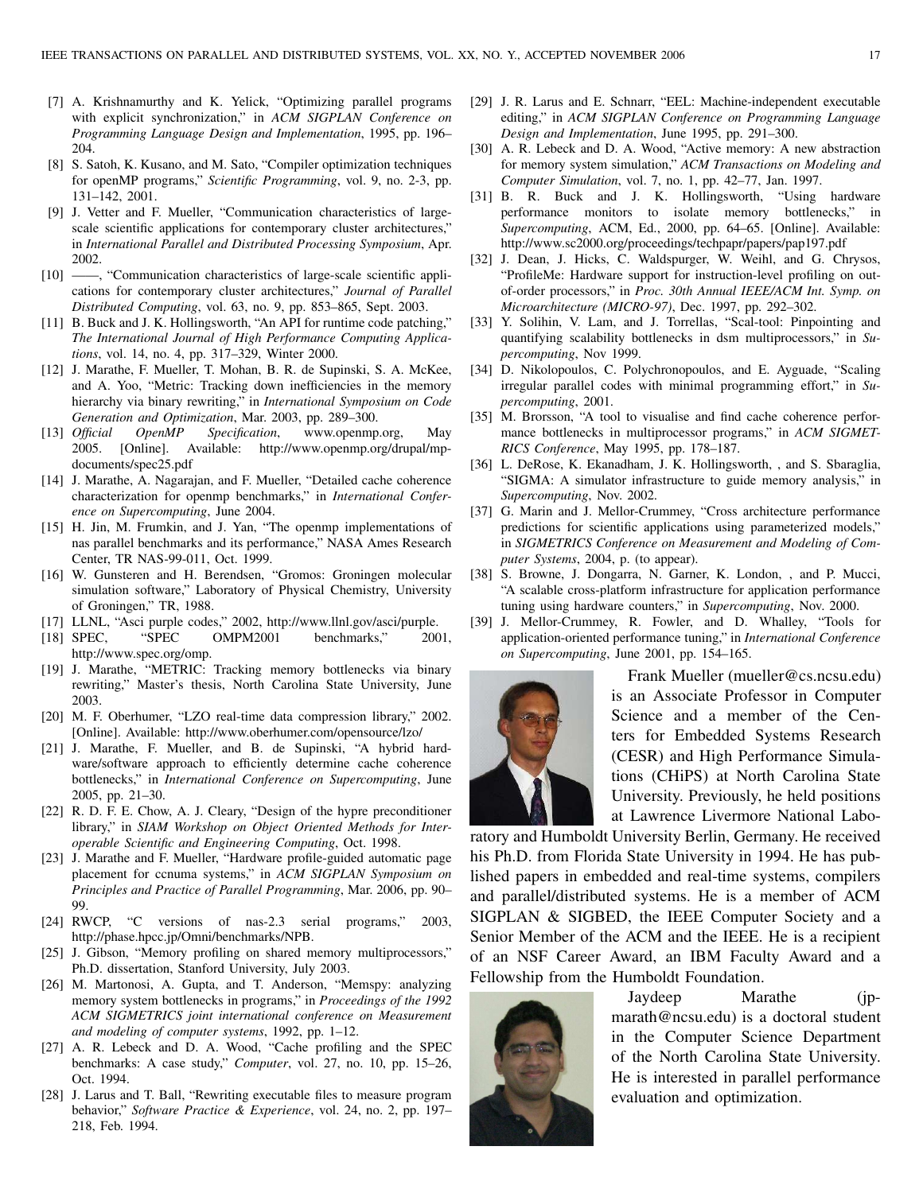[7] A. Krishnamurthy and K. Yelick, "Optimizing parallel programs with explicit synchronization," in *ACM SIGPLAN Conference on Programming Language Design and Implementation*, 1995, pp. 196–204.

[8] S. Satoh, K. Kusano, and M. Sato, "Compiler optimization techniques for openMP programs," *Scientific Programming*, vol. 9, no. 2-3, pp. 131–142, 2001.

[9] J. Vetter and F. Mueller, "Communication characteristics of large-scale scientific applications for contemporary cluster architectures," in *International Parallel and Distributed Processing Symposium*, Apr. 2002.

[10] ——, "Communication characteristics of large-scale scientific applications for contemporary cluster architectures," *Journal of Parallel Distributed Computing*, vol. 63, no. 9, pp. 853–865, Sept. 2003.

[11] B. Buck and J. K. Hollingsworth, "An API for runtime code patching," *The International Journal of High Performance Computing Applications*, vol. 14, no. 4, pp. 317–329, Winter 2000.

[12] J. Marathe, F. Mueller, T. Mohan, B. R. de Supinski, S. A. McKee, and A. Yoo, "Metric: Tracking down inefficiencies in the memory hierarchy via binary rewriting," in *International Symposium on Code Generation and Optimization*, Mar. 2003, pp. 289–300.

[13] *Official OpenMP Specification*, www.openmp.org, May 2005. [Online]. Available: http://www.openmp.org/drupal/mp-documents/spec25.pdf

[14] J. Marathe, A. Nagarajan, and F. Mueller, "Detailed cache coherence characterization for openmp benchmarks," in *International Conference on Supercomputing*, June 2004.

[15] H. Jin, M. Frumkin, and J. Yan, "The openmp implementations of nas parallel benchmarks and its performance," NASA Ames Research Center, TR NAS-99-011, Oct. 1999.

[16] W. Gunsteren and H. Berendsen, "Gromos: Groningen molecular simulation software," Laboratory of Physical Chemistry, University of Groningen," TR, 1988.

[17] LLNL, "Asci purple codes," 2002, http://www.llnl.gov/asci/purple.

[18] SPEC, "SPEC OMPM2001 benchmarks," 2001, http://www.spec.org/omp.

[19] J. Marathe, "METRIC: Tracking memory bottlenecks via binary rewriting," Master's thesis, North Carolina State University, June 2003.

[20] M. F. Oberhumer, "LZO real-time data compression library," 2002. [Online]. Available: http://www.oberhumer.com/opensource/lzo/

[21] J. Marathe, F. Mueller, and B. de Supinski, "A hybrid hardware/software approach to efficiently determine cache coherence bottlenecks," in *International Conference on Supercomputing*, June 2005, pp. 21–30.

[22] R. D. F. E. Chow, A. J. Cleary, "Design of the hypre preconditioner library," in *SIAM Workshop on Object Oriented Methods for Interoperable Scientific and Engineering Computing*, Oct. 1998.

[23] J. Marathe and F. Mueller, "Hardware profile-guided automatic page placement for ccnuma systems," in *ACM SIGPLAN Symposium on Principles and Practice of Parallel Programming*, Mar. 2006, pp. 90–99.

[24] RWCP, "C versions of nas-2.3 serial programs," 2003, http://phase.hpcc.jp/Omni/benchmarks/NPB.

[25] J. Gibson, "Memory profiling on shared memory multiprocessors," Ph.D. dissertation, Stanford University, July 2003.

[26] M. Martonosi, A. Gupta, and T. Anderson, "Memspy: analyzing memory system bottlenecks in programs," in *Proceedings of the 1992 ACM SIGMETRICS joint international conference on Measurement and modeling of computer systems*, 1992, pp. 1–12.

[27] A. R. Lebeck and D. A. Wood, "Cache profiling and the SPEC benchmarks: A case study," *Computer*, vol. 27, no. 10, pp. 15–26, Oct. 1994.

[28] J. Larus and T. Ball, "Rewriting executable files to measure program behavior," *Software Practice & Experience*, vol. 24, no. 2, pp. 197–218, Feb. 1994.

[29] J. R. Larus and E. Schnarr, "EEL: Machine-independent executable editing," in *ACM SIGPLAN Conference on Programming Language Design and Implementation*, June 1995, pp. 291–300.

[30] A. R. Lebeck and D. A. Wood, "Active memory: A new abstraction for memory system simulation," *ACM Transactions on Modeling and Computer Simulation*, vol. 7, no. 1, pp. 42–77, Jan. 1997.

[31] B. R. Buck and J. K. Hollingsworth, "Using hardware performance monitors to isolate memory bottlenecks," in *Supercomputing*, ACM, Ed., 2000, pp. 64–65. [Online]. Available: http://www.sc2000.org/proceedings/techpapr/papers/pap197.pdf

[32] J. Dean, J. Hicks, C. Waldspurger, W. Weihl, and G. Chrysos, "ProfileMe: Hardware support for instruction-level profiling on out-of-order processors," in *Proc. 30th Annual IEEE/ACM Int. Symp. on Microarchitecture (MICRO-97)*, Dec. 1997, pp. 292–302.

[33] Y. Solihin, V. Lam, and J. Torrellas, "Scal-tool: Pinpointing and quantifying scalability bottlenecks in dsm multiprocessors," in *Supercomputing*, Nov 1999.

[34] D. Nikolopoulos, C. Polychronopoulos, and E. Ayguade, "Scaling irregular parallel codes with minimal programming effort," in *Supercomputing*, 2001.

[35] M. Brorsson, "A tool to visualise and find cache coherence performance bottlenecks in multiprocessor programs," in *ACM SIGMETRICS Conference*, May 1995, pp. 178–187.

[36] L. DeRose, K. Ekanadham, J. K. Hollingsworth, , and S. Sbaraglia, "SIGMA: A simulator infrastructure to guide memory analysis," in *Supercomputing*, Nov. 2002.

[37] G. Marin and J. Mellor-Crummey, "Cross architecture performance predictions for scientific applications using parameterized models," in *SIGMETRICS Conference on Measurement and Modeling of Computer Systems*, 2004, p. (to appear).

[38] S. Browne, J. Dongarra, N. Garner, K. London, , and P. Mucci, "A scalable cross-platform infrastructure for application performance tuning using hardware counters," in *Supercomputing*, Nov. 2000.

[39] J. Mellor-Crummey, R. Fowler, and D. Whalley, "Tools for application-oriented performance tuning," in *International Conference on Supercomputing*, June 2001, pp. 154–165.

Frank Mueller (mueller@cs.ncsu.edu) is an Associate Professor in Computer Science and a member of the Centers for Embedded Systems Research (CESR) and High Performance Simulations (CHiPS) at North Carolina State University. Previously, he held positions at Lawrence Livermore National Laboratory and Humboldt University Berlin, Germany. He received his Ph.D. from Florida State University in 1994. He has published papers in embedded and real-time systems, compilers and parallel/distributed systems. He is a member of ACM SIGPLAN & SIGBED, the IEEE Computer Society and a Senior Member of the ACM and the IEEE. He is a recipient of an NSF Career Award, an IBM Faculty Award and a Fellowship from the Humboldt Foundation.

Jaydeep Marathe (jpmarath@ncsu.edu) is a doctoral student in the Computer Science Department of the North Carolina State University. He is interested in parallel performance evaluation and optimization.